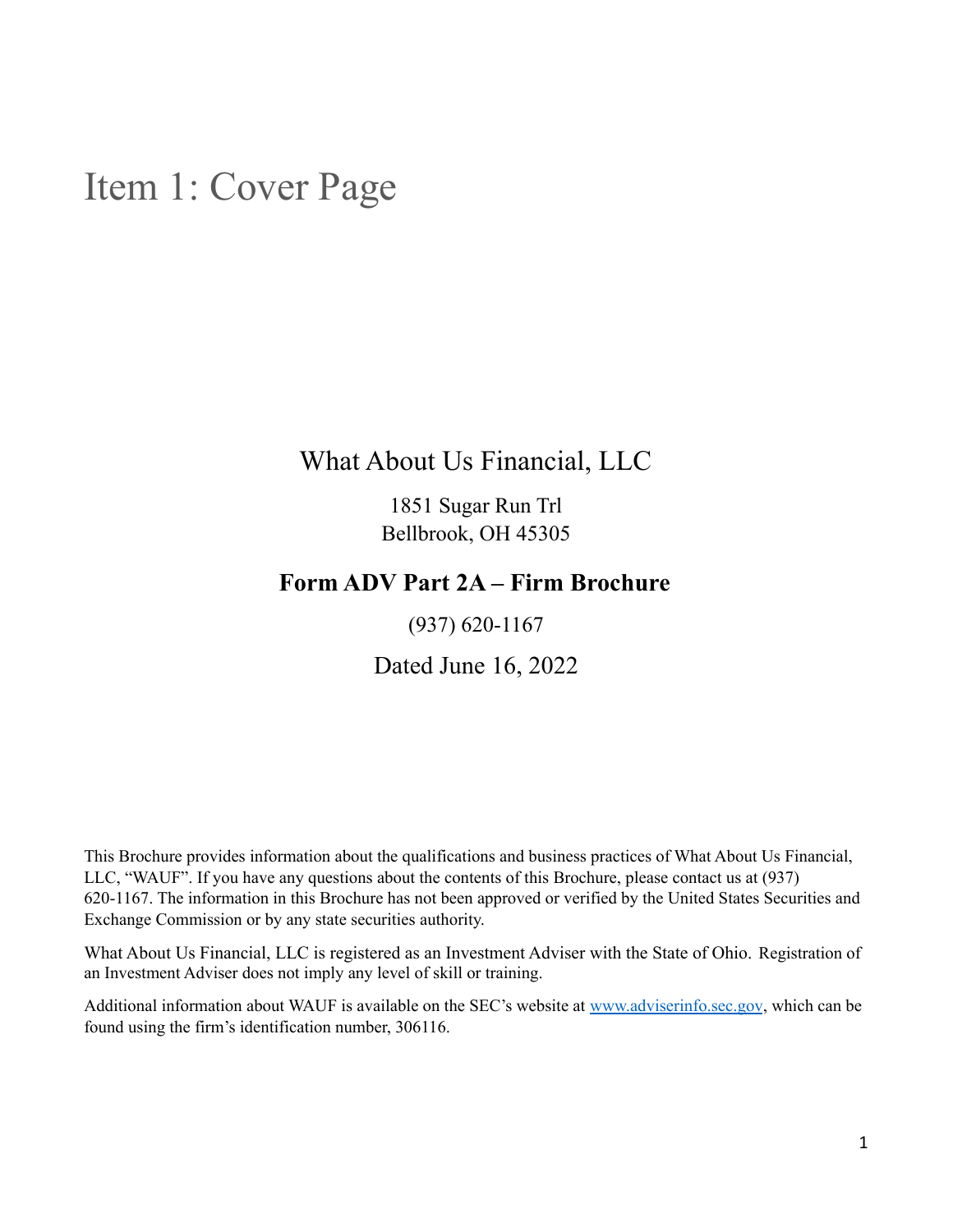# Item 1: Cover Page

What About Us Financial, LLC

1851 Sugar Run Trl
Bellbrook, OH 45305

**Form ADV Part 2A – Firm Brochure**

(937) 620-1167

Dated June 16, 2022

This Brochure provides information about the qualifications and business practices of What About Us Financial, LLC, "WAUF". If you have any questions about the contents of this Brochure, please contact us at (937) 620-1167. The information in this Brochure has not been approved or verified by the United States Securities and Exchange Commission or by any state securities authority.

What About Us Financial, LLC is registered as an Investment Adviser with the State of Ohio. Registration of an Investment Adviser does not imply any level of skill or training.

Additional information about WAUF is available on the SEC's website at [www.adviserinfo.sec.gov](http://www.adviserinfo.sec.gov), which can be found using the firm's identification number, 306116.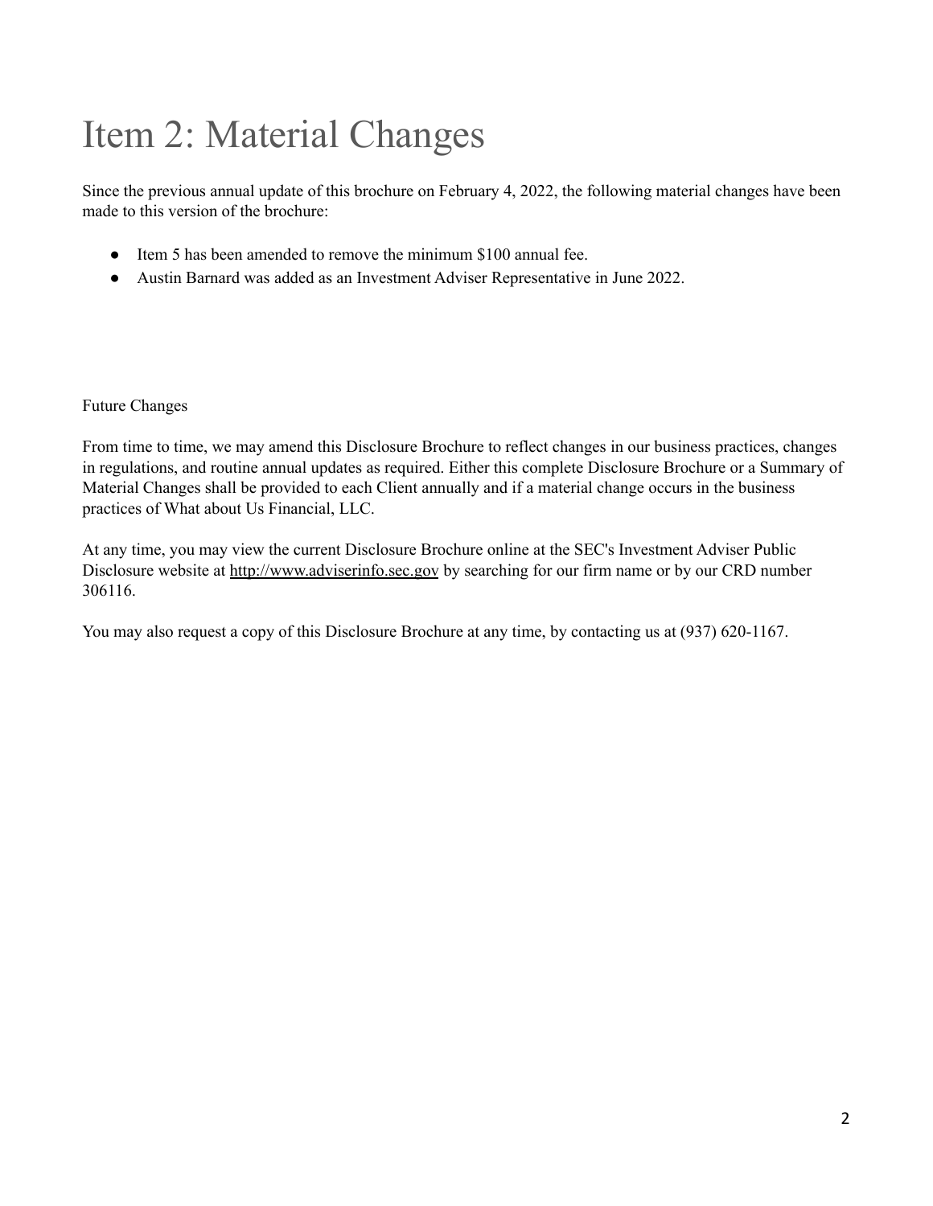# Item 2: Material Changes

Since the previous annual update of this brochure on February 4, 2022, the following material changes have been made to this version of the brochure:

- Item 5 has been amended to remove the minimum $100 annual fee.
- Austin Barnard was added as an Investment Adviser Representative in June 2022.

Future Changes

From time to time, we may amend this Disclosure Brochure to reflect changes in our business practices, changes in regulations, and routine annual updates as required. Either this complete Disclosure Brochure or a Summary of Material Changes shall be provided to each Client annually and if a material change occurs in the business practices of What about Us Financial, LLC.

At any time, you may view the current Disclosure Brochure online at the SEC's Investment Adviser Public Disclosure website at http://www.adviserinfo.sec.gov by searching for our firm name or by our CRD number 306116.

You may also request a copy of this Disclosure Brochure at any time, by contacting us at (937) 620-1167.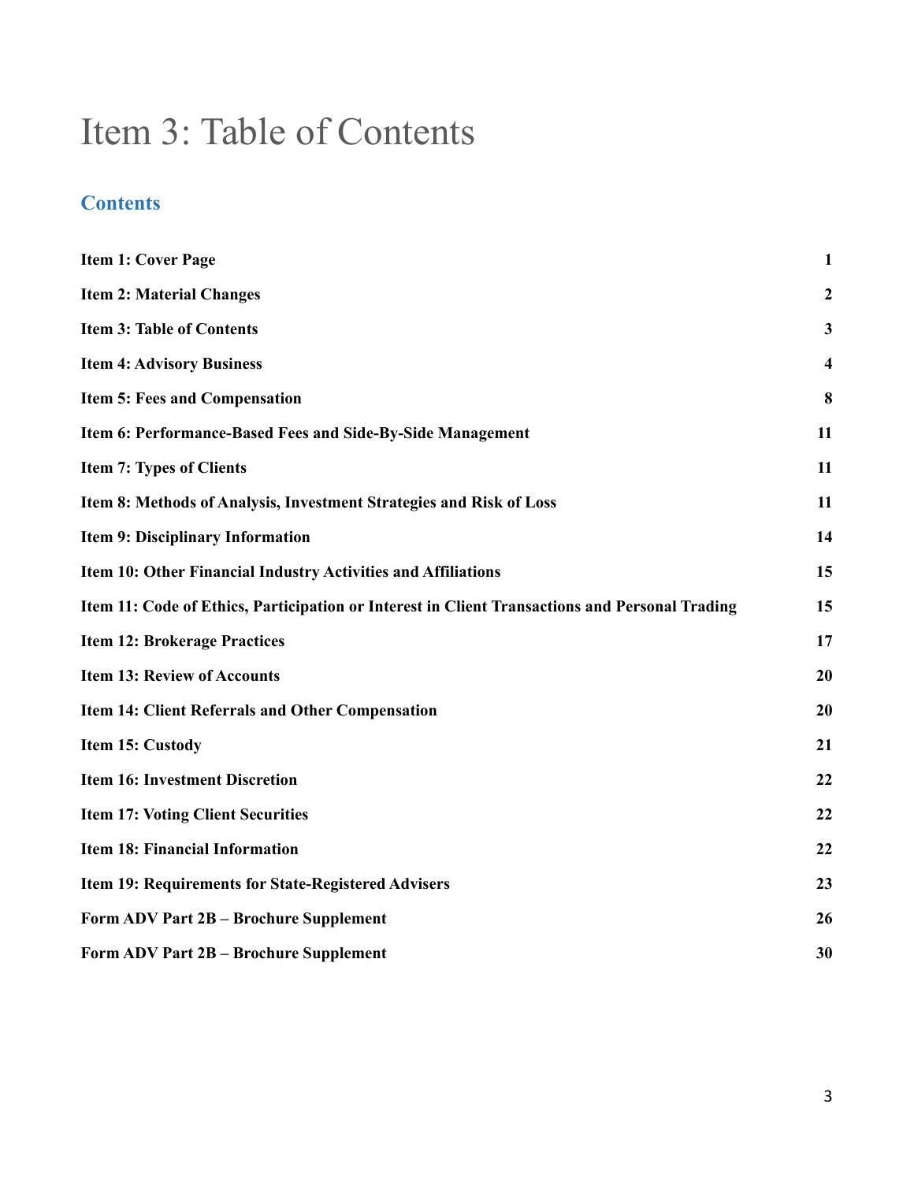# Item 3: Table of Contents

## Contents

| | |
|---|---|
| **Item 1: Cover Page** | **1** |
| **Item 2: Material Changes** | **2** |
| **Item 3: Table of Contents** | **3** |
| **Item 4: Advisory Business** | **4** |
| **Item 5: Fees and Compensation** | **8** |
| **Item 6: Performance-Based Fees and Side-By-Side Management** | **11** |
| **Item 7: Types of Clients** | **11** |
| **Item 8: Methods of Analysis, Investment Strategies and Risk of Loss** | **11** |
| **Item 9: Disciplinary Information** | **14** |
| **Item 10: Other Financial Industry Activities and Affiliations** | **15** |
| **Item 11: Code of Ethics, Participation or Interest in Client Transactions and Personal Trading** | **15** |
| **Item 12: Brokerage Practices** | **17** |
| **Item 13: Review of Accounts** | **20** |
| **Item 14: Client Referrals and Other Compensation** | **20** |
| **Item 15: Custody** | **21** |
| **Item 16: Investment Discretion** | **22** |
| **Item 17: Voting Client Securities** | **22** |
| **Item 18: Financial Information** | **22** |
| **Item 19: Requirements for State-Registered Advisers** | **23** |
| **Form ADV Part 2B – Brochure Supplement** | **26** |
| **Form ADV Part 2B – Brochure Supplement** | **30** |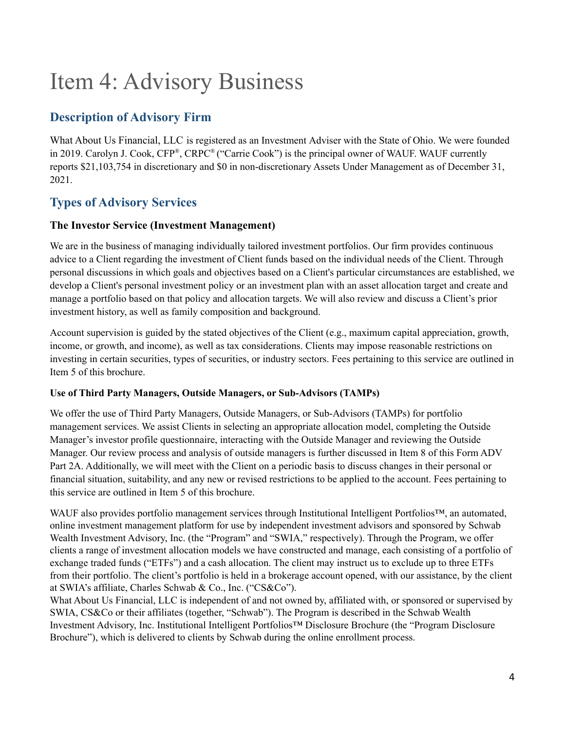# Item 4: Advisory Business

## Description of Advisory Firm

What About Us Financial, LLC is registered as an Investment Adviser with the State of Ohio. We were founded in 2019. Carolyn J. Cook, CFP®, CRPC® ("Carrie Cook") is the principal owner of WAUF. WAUF currently reports $21,103,754 in discretionary and $0 in non-discretionary Assets Under Management as of December 31, 2021.

## Types of Advisory Services

### The Investor Service (Investment Management)

We are in the business of managing individually tailored investment portfolios. Our firm provides continuous advice to a Client regarding the investment of Client funds based on the individual needs of the Client. Through personal discussions in which goals and objectives based on a Client's particular circumstances are established, we develop a Client's personal investment policy or an investment plan with an asset allocation target and create and manage a portfolio based on that policy and allocation targets. We will also review and discuss a Client's prior investment history, as well as family composition and background.

Account supervision is guided by the stated objectives of the Client (e.g., maximum capital appreciation, growth, income, or growth, and income), as well as tax considerations. Clients may impose reasonable restrictions on investing in certain securities, types of securities, or industry sectors. Fees pertaining to this service are outlined in Item 5 of this brochure.

#### Use of Third Party Managers, Outside Managers, or Sub-Advisors (TAMPs)

We offer the use of Third Party Managers, Outside Managers, or Sub-Advisors (TAMPs) for portfolio management services. We assist Clients in selecting an appropriate allocation model, completing the Outside Manager's investor profile questionnaire, interacting with the Outside Manager and reviewing the Outside Manager. Our review process and analysis of outside managers is further discussed in Item 8 of this Form ADV Part 2A. Additionally, we will meet with the Client on a periodic basis to discuss changes in their personal or financial situation, suitability, and any new or revised restrictions to be applied to the account. Fees pertaining to this service are outlined in Item 5 of this brochure.

WAUF also provides portfolio management services through Institutional Intelligent Portfolios™, an automated, online investment management platform for use by independent investment advisors and sponsored by Schwab Wealth Investment Advisory, Inc. (the "Program" and "SWIA," respectively). Through the Program, we offer clients a range of investment allocation models we have constructed and manage, each consisting of a portfolio of exchange traded funds ("ETFs") and a cash allocation. The client may instruct us to exclude up to three ETFs from their portfolio. The client's portfolio is held in a brokerage account opened, with our assistance, by the client at SWIA's affiliate, Charles Schwab & Co., Inc. ("CS&Co").
What About Us Financial, LLC is independent of and not owned by, affiliated with, or sponsored or supervised by SWIA, CS&Co or their affiliates (together, "Schwab"). The Program is described in the Schwab Wealth Investment Advisory, Inc. Institutional Intelligent Portfolios™ Disclosure Brochure (the "Program Disclosure Brochure"), which is delivered to clients by Schwab during the online enrollment process.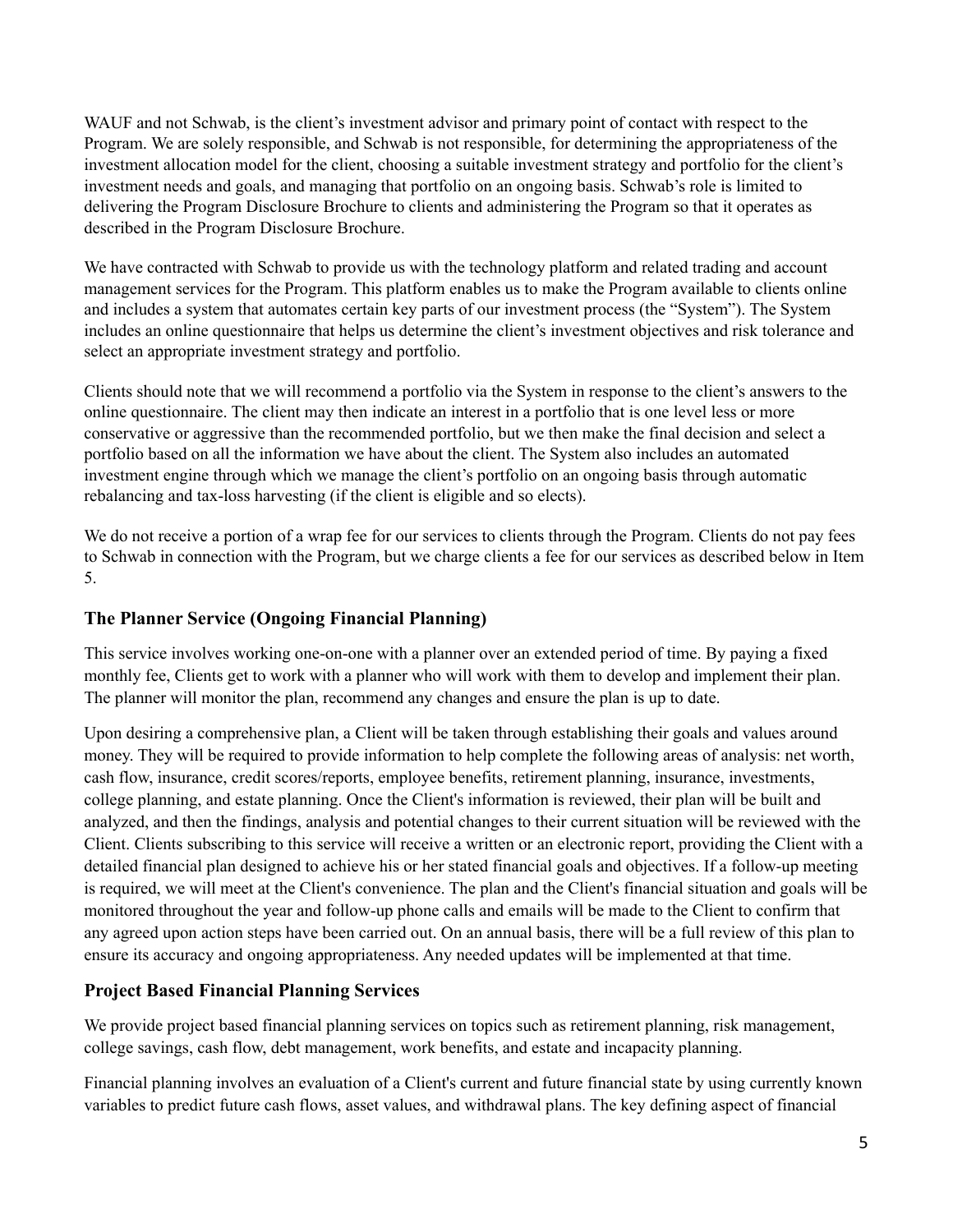WAUF and not Schwab, is the client's investment advisor and primary point of contact with respect to the Program. We are solely responsible, and Schwab is not responsible, for determining the appropriateness of the investment allocation model for the client, choosing a suitable investment strategy and portfolio for the client's investment needs and goals, and managing that portfolio on an ongoing basis. Schwab's role is limited to delivering the Program Disclosure Brochure to clients and administering the Program so that it operates as described in the Program Disclosure Brochure.

We have contracted with Schwab to provide us with the technology platform and related trading and account management services for the Program. This platform enables us to make the Program available to clients online and includes a system that automates certain key parts of our investment process (the "System"). The System includes an online questionnaire that helps us determine the client's investment objectives and risk tolerance and select an appropriate investment strategy and portfolio.

Clients should note that we will recommend a portfolio via the System in response to the client's answers to the online questionnaire. The client may then indicate an interest in a portfolio that is one level less or more conservative or aggressive than the recommended portfolio, but we then make the final decision and select a portfolio based on all the information we have about the client. The System also includes an automated investment engine through which we manage the client's portfolio on an ongoing basis through automatic rebalancing and tax-loss harvesting (if the client is eligible and so elects).

We do not receive a portion of a wrap fee for our services to clients through the Program. Clients do not pay fees to Schwab in connection with the Program, but we charge clients a fee for our services as described below in Item 5.

## The Planner Service (Ongoing Financial Planning)

This service involves working one-on-one with a planner over an extended period of time. By paying a fixed monthly fee, Clients get to work with a planner who will work with them to develop and implement their plan. The planner will monitor the plan, recommend any changes and ensure the plan is up to date.

Upon desiring a comprehensive plan, a Client will be taken through establishing their goals and values around money. They will be required to provide information to help complete the following areas of analysis: net worth, cash flow, insurance, credit scores/reports, employee benefits, retirement planning, insurance, investments, college planning, and estate planning. Once the Client's information is reviewed, their plan will be built and analyzed, and then the findings, analysis and potential changes to their current situation will be reviewed with the Client. Clients subscribing to this service will receive a written or an electronic report, providing the Client with a detailed financial plan designed to achieve his or her stated financial goals and objectives. If a follow-up meeting is required, we will meet at the Client's convenience. The plan and the Client's financial situation and goals will be monitored throughout the year and follow-up phone calls and emails will be made to the Client to confirm that any agreed upon action steps have been carried out. On an annual basis, there will be a full review of this plan to ensure its accuracy and ongoing appropriateness. Any needed updates will be implemented at that time.

## Project Based Financial Planning Services

We provide project based financial planning services on topics such as retirement planning, risk management, college savings, cash flow, debt management, work benefits, and estate and incapacity planning.

Financial planning involves an evaluation of a Client's current and future financial state by using currently known variables to predict future cash flows, asset values, and withdrawal plans. The key defining aspect of financial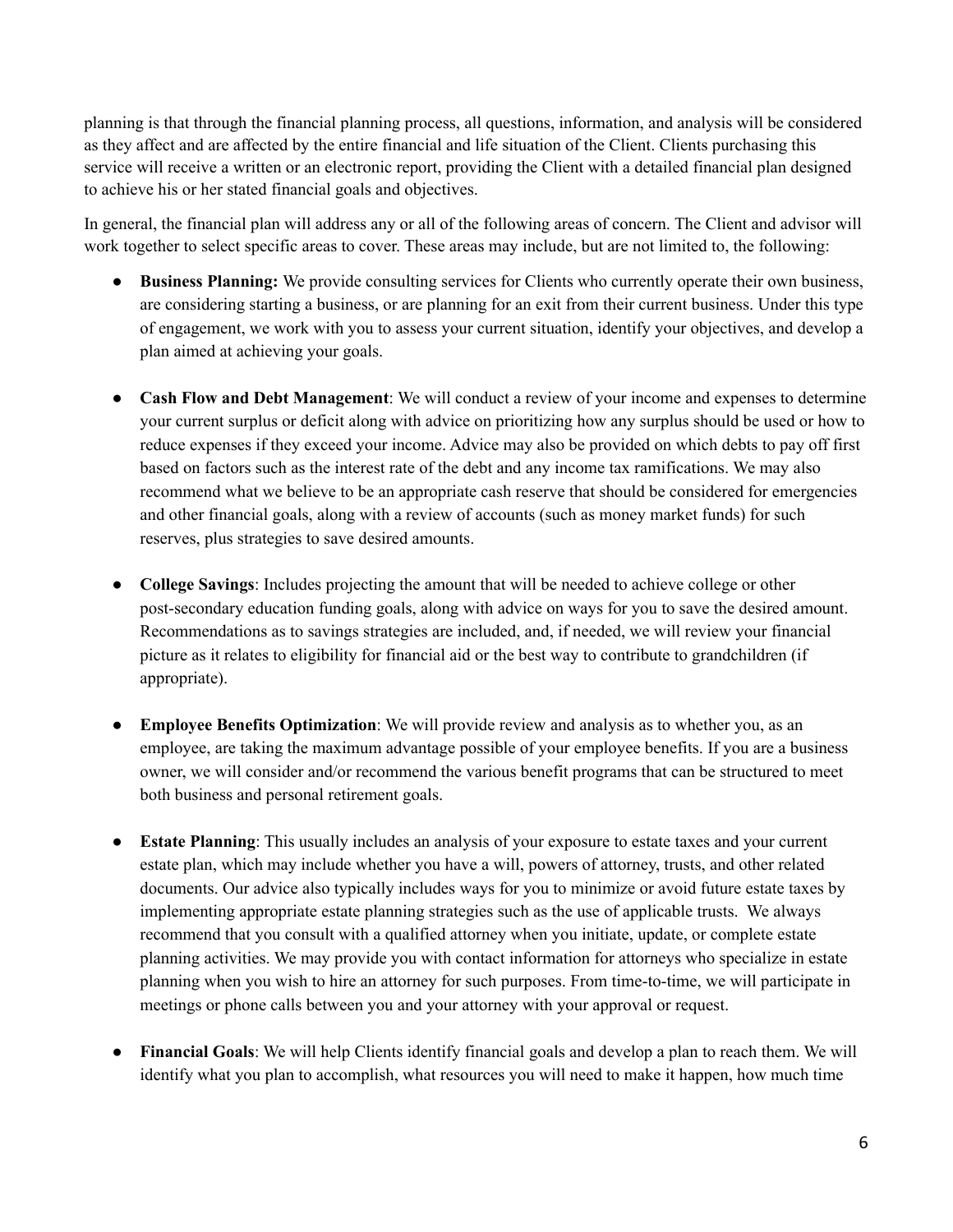planning is that through the financial planning process, all questions, information, and analysis will be considered as they affect and are affected by the entire financial and life situation of the Client. Clients purchasing this service will receive a written or an electronic report, providing the Client with a detailed financial plan designed to achieve his or her stated financial goals and objectives.

In general, the financial plan will address any or all of the following areas of concern. The Client and advisor will work together to select specific areas to cover. These areas may include, but are not limited to, the following:

- **Business Planning:** We provide consulting services for Clients who currently operate their own business, are considering starting a business, or are planning for an exit from their current business. Under this type of engagement, we work with you to assess your current situation, identify your objectives, and develop a plan aimed at achieving your goals.

- **Cash Flow and Debt Management**: We will conduct a review of your income and expenses to determine your current surplus or deficit along with advice on prioritizing how any surplus should be used or how to reduce expenses if they exceed your income. Advice may also be provided on which debts to pay off first based on factors such as the interest rate of the debt and any income tax ramifications. We may also recommend what we believe to be an appropriate cash reserve that should be considered for emergencies and other financial goals, along with a review of accounts (such as money market funds) for such reserves, plus strategies to save desired amounts.

- **College Savings**: Includes projecting the amount that will be needed to achieve college or other post-secondary education funding goals, along with advice on ways for you to save the desired amount. Recommendations as to savings strategies are included, and, if needed, we will review your financial picture as it relates to eligibility for financial aid or the best way to contribute to grandchildren (if appropriate).

- **Employee Benefits Optimization**: We will provide review and analysis as to whether you, as an employee, are taking the maximum advantage possible of your employee benefits. If you are a business owner, we will consider and/or recommend the various benefit programs that can be structured to meet both business and personal retirement goals.

- **Estate Planning**: This usually includes an analysis of your exposure to estate taxes and your current estate plan, which may include whether you have a will, powers of attorney, trusts, and other related documents. Our advice also typically includes ways for you to minimize or avoid future estate taxes by implementing appropriate estate planning strategies such as the use of applicable trusts. We always recommend that you consult with a qualified attorney when you initiate, update, or complete estate planning activities. We may provide you with contact information for attorneys who specialize in estate planning when you wish to hire an attorney for such purposes. From time-to-time, we will participate in meetings or phone calls between you and your attorney with your approval or request.

- **Financial Goals**: We will help Clients identify financial goals and develop a plan to reach them. We will identify what you plan to accomplish, what resources you will need to make it happen, how much time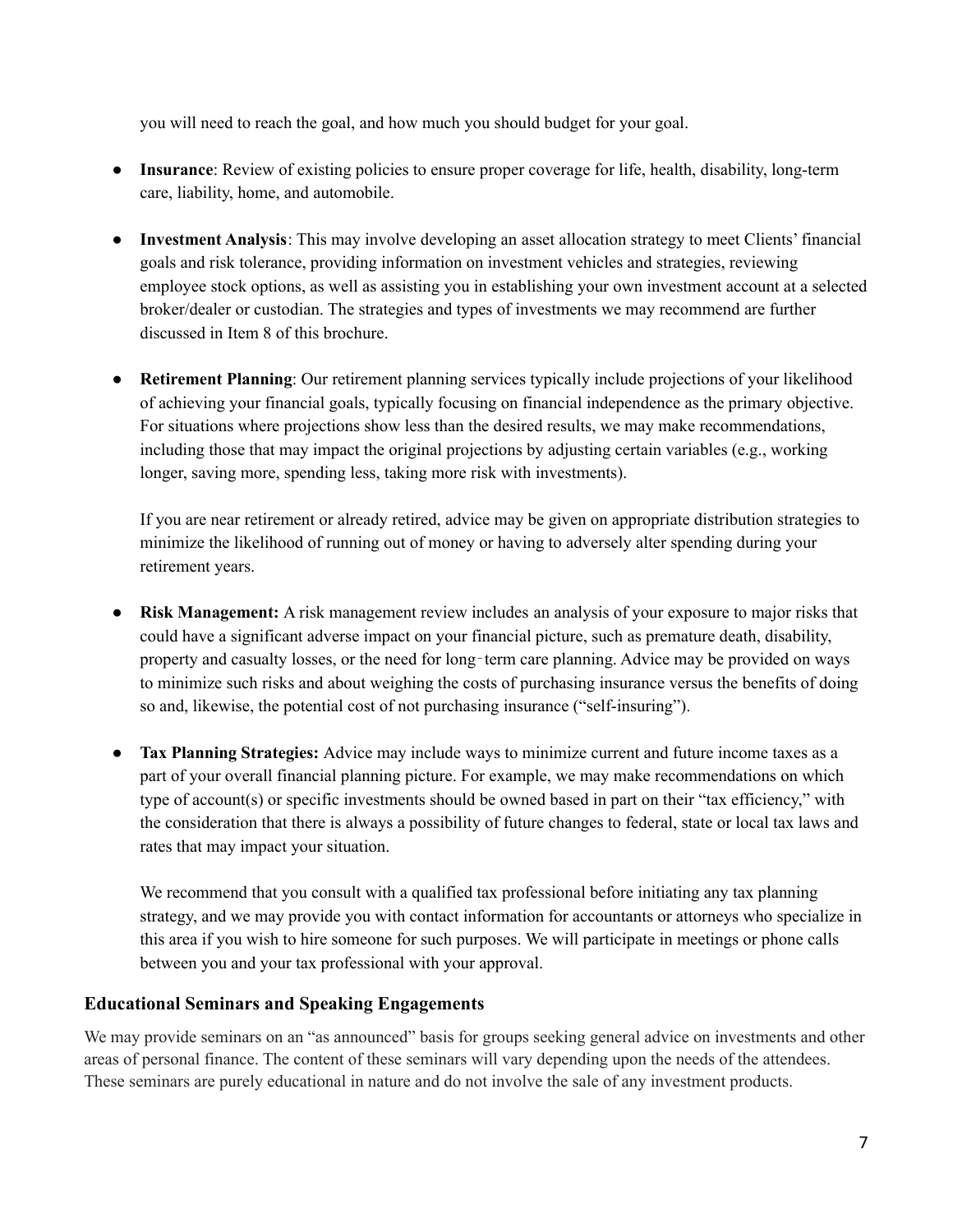you will need to reach the goal, and how much you should budget for your goal.

- **Insurance**: Review of existing policies to ensure proper coverage for life, health, disability, long-term care, liability, home, and automobile.

- **Investment Analysis**: This may involve developing an asset allocation strategy to meet Clients' financial goals and risk tolerance, providing information on investment vehicles and strategies, reviewing employee stock options, as well as assisting you in establishing your own investment account at a selected broker/dealer or custodian. The strategies and types of investments we may recommend are further discussed in Item 8 of this brochure.

- **Retirement Planning**: Our retirement planning services typically include projections of your likelihood of achieving your financial goals, typically focusing on financial independence as the primary objective. For situations where projections show less than the desired results, we may make recommendations, including those that may impact the original projections by adjusting certain variables (e.g., working longer, saving more, spending less, taking more risk with investments).

  If you are near retirement or already retired, advice may be given on appropriate distribution strategies to minimize the likelihood of running out of money or having to adversely alter spending during your retirement years.

- **Risk Management:** A risk management review includes an analysis of your exposure to major risks that could have a significant adverse impact on your financial picture, such as premature death, disability, property and casualty losses, or the need for long‑term care planning. Advice may be provided on ways to minimize such risks and about weighing the costs of purchasing insurance versus the benefits of doing so and, likewise, the potential cost of not purchasing insurance ("self-insuring").

- **Tax Planning Strategies:** Advice may include ways to minimize current and future income taxes as a part of your overall financial planning picture. For example, we may make recommendations on which type of account(s) or specific investments should be owned based in part on their "tax efficiency," with the consideration that there is always a possibility of future changes to federal, state or local tax laws and rates that may impact your situation.

  We recommend that you consult with a qualified tax professional before initiating any tax planning strategy, and we may provide you with contact information for accountants or attorneys who specialize in this area if you wish to hire someone for such purposes. We will participate in meetings or phone calls between you and your tax professional with your approval.

### Educational Seminars and Speaking Engagements

We may provide seminars on an "as announced" basis for groups seeking general advice on investments and other areas of personal finance. The content of these seminars will vary depending upon the needs of the attendees. These seminars are purely educational in nature and do not involve the sale of any investment products.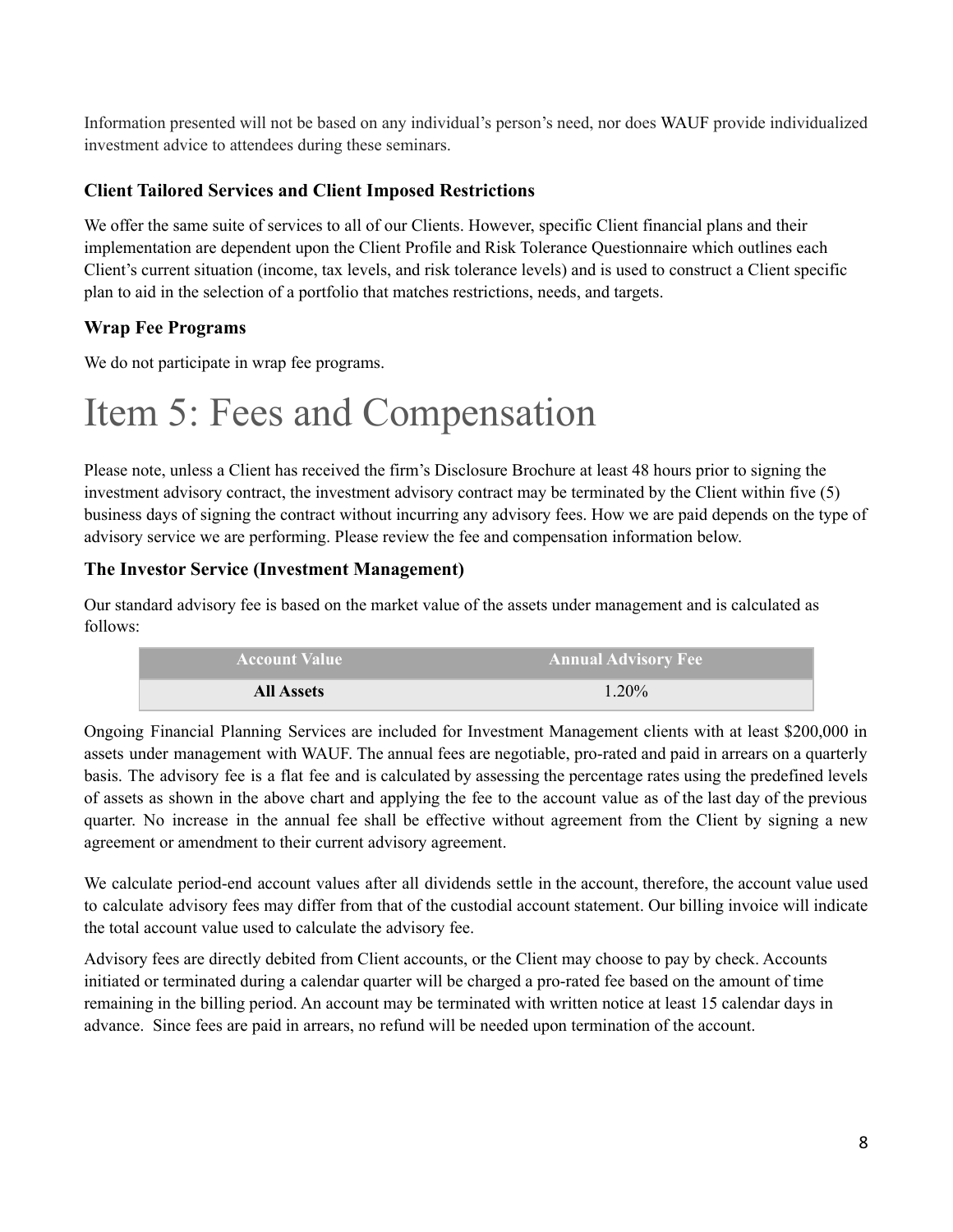Information presented will not be based on any individual's person's need, nor does WAUF provide individualized investment advice to attendees during these seminars.

### Client Tailored Services and Client Imposed Restrictions

We offer the same suite of services to all of our Clients. However, specific Client financial plans and their implementation are dependent upon the Client Profile and Risk Tolerance Questionnaire which outlines each Client's current situation (income, tax levels, and risk tolerance levels) and is used to construct a Client specific plan to aid in the selection of a portfolio that matches restrictions, needs, and targets.

### Wrap Fee Programs

We do not participate in wrap fee programs.

# Item 5: Fees and Compensation

Please note, unless a Client has received the firm's Disclosure Brochure at least 48 hours prior to signing the investment advisory contract, the investment advisory contract may be terminated by the Client within five (5) business days of signing the contract without incurring any advisory fees. How we are paid depends on the type of advisory service we are performing. Please review the fee and compensation information below.

### The Investor Service (Investment Management)

Our standard advisory fee is based on the market value of the assets under management and is calculated as follows:

| Account Value | Annual Advisory Fee |
| --- | --- |
| **All Assets** | 1.20% |

Ongoing Financial Planning Services are included for Investment Management clients with at least $200,000 in assets under management with WAUF. The annual fees are negotiable, pro-rated and paid in arrears on a quarterly basis. The advisory fee is a flat fee and is calculated by assessing the percentage rates using the predefined levels of assets as shown in the above chart and applying the fee to the account value as of the last day of the previous quarter. No increase in the annual fee shall be effective without agreement from the Client by signing a new agreement or amendment to their current advisory agreement.

We calculate period-end account values after all dividends settle in the account, therefore, the account value used to calculate advisory fees may differ from that of the custodial account statement. Our billing invoice will indicate the total account value used to calculate the advisory fee.

Advisory fees are directly debited from Client accounts, or the Client may choose to pay by check. Accounts initiated or terminated during a calendar quarter will be charged a pro-rated fee based on the amount of time remaining in the billing period. An account may be terminated with written notice at least 15 calendar days in advance. Since fees are paid in arrears, no refund will be needed upon termination of the account.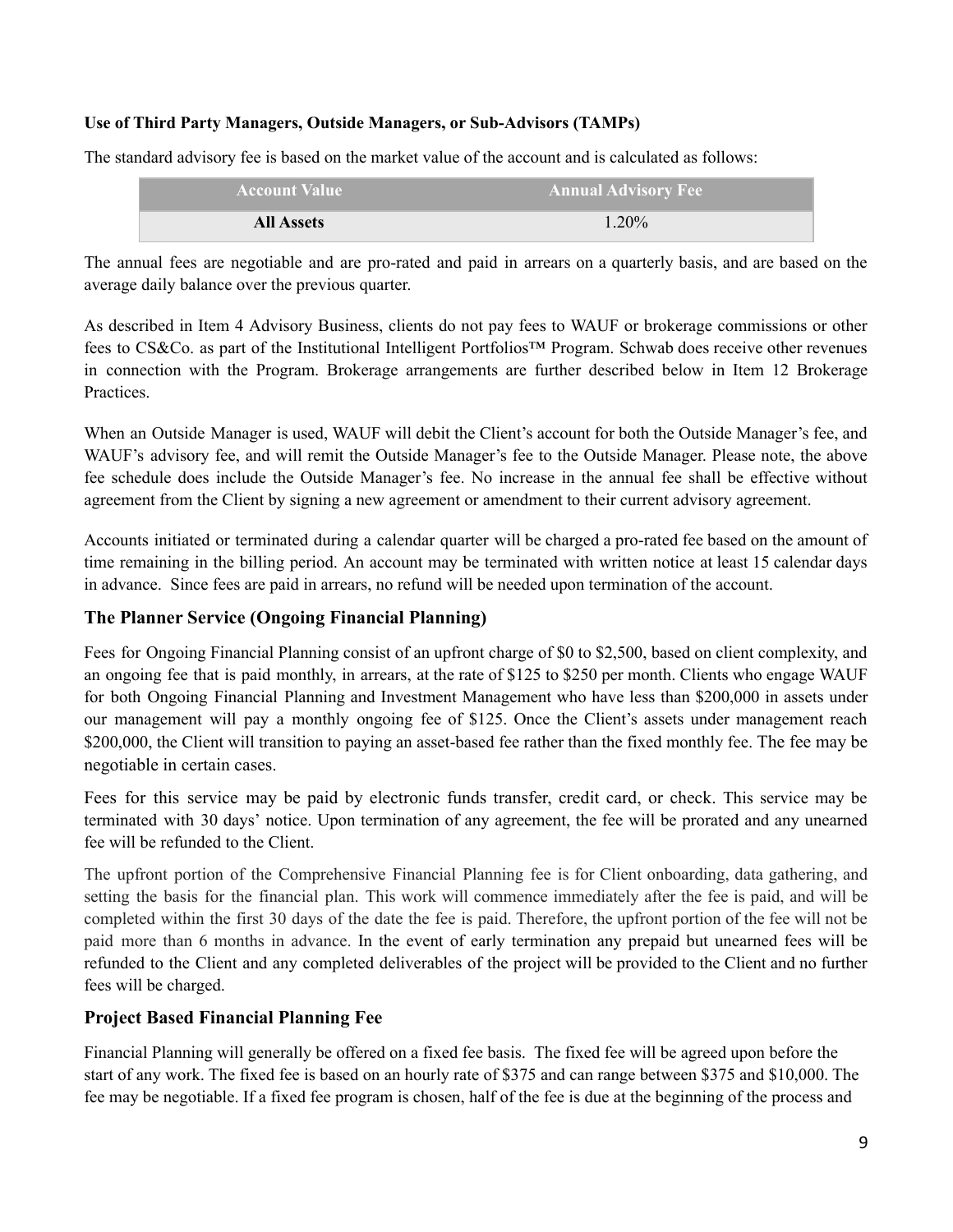**Use of Third Party Managers, Outside Managers, or Sub-Advisors (TAMPs)**

The standard advisory fee is based on the market value of the account and is calculated as follows:

| Account Value | Annual Advisory Fee |
| --- | --- |
| **All Assets** | 1.20% |

The annual fees are negotiable and are pro-rated and paid in arrears on a quarterly basis, and are based on the average daily balance over the previous quarter.

As described in Item 4 Advisory Business, clients do not pay fees to WAUF or brokerage commissions or other fees to CS&Co. as part of the Institutional Intelligent Portfolios™ Program. Schwab does receive other revenues in connection with the Program. Brokerage arrangements are further described below in Item 12 Brokerage Practices.

When an Outside Manager is used, WAUF will debit the Client's account for both the Outside Manager's fee, and WAUF's advisory fee, and will remit the Outside Manager's fee to the Outside Manager. Please note, the above fee schedule does include the Outside Manager's fee. No increase in the annual fee shall be effective without agreement from the Client by signing a new agreement or amendment to their current advisory agreement.

Accounts initiated or terminated during a calendar quarter will be charged a pro-rated fee based on the amount of time remaining in the billing period. An account may be terminated with written notice at least 15 calendar days in advance. Since fees are paid in arrears, no refund will be needed upon termination of the account.

## The Planner Service (Ongoing Financial Planning)

Fees for Ongoing Financial Planning consist of an upfront charge of $0 to $2,500, based on client complexity, and an ongoing fee that is paid monthly, in arrears, at the rate of $125 to $250 per month. Clients who engage WAUF for both Ongoing Financial Planning and Investment Management who have less than $200,000 in assets under our management will pay a monthly ongoing fee of $125. Once the Client's assets under management reach $200,000, the Client will transition to paying an asset-based fee rather than the fixed monthly fee. The fee may be negotiable in certain cases.

Fees for this service may be paid by electronic funds transfer, credit card, or check. This service may be terminated with 30 days' notice. Upon termination of any agreement, the fee will be prorated and any unearned fee will be refunded to the Client.

The upfront portion of the Comprehensive Financial Planning fee is for Client onboarding, data gathering, and setting the basis for the financial plan. This work will commence immediately after the fee is paid, and will be completed within the first 30 days of the date the fee is paid. Therefore, the upfront portion of the fee will not be paid more than 6 months in advance. In the event of early termination any prepaid but unearned fees will be refunded to the Client and any completed deliverables of the project will be provided to the Client and no further fees will be charged.

## Project Based Financial Planning Fee

Financial Planning will generally be offered on a fixed fee basis. The fixed fee will be agreed upon before the start of any work. The fixed fee is based on an hourly rate of $375 and can range between $375 and $10,000. The fee may be negotiable. If a fixed fee program is chosen, half of the fee is due at the beginning of the process and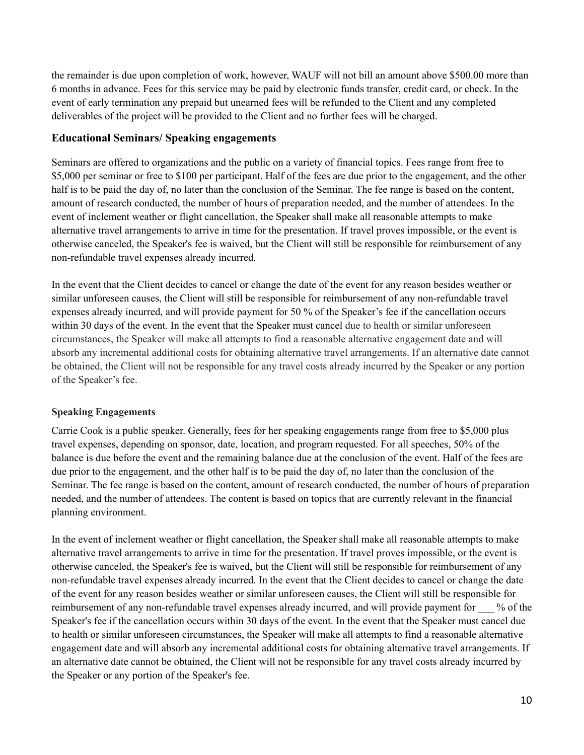the remainder is due upon completion of work, however, WAUF will not bill an amount above $500.00 more than 6 months in advance. Fees for this service may be paid by electronic funds transfer, credit card, or check. In the event of early termination any prepaid but unearned fees will be refunded to the Client and any completed deliverables of the project will be provided to the Client and no further fees will be charged.

### Educational Seminars/ Speaking engagements

Seminars are offered to organizations and the public on a variety of financial topics. Fees range from free to $5,000 per seminar or free to $100 per participant. Half of the fees are due prior to the engagement, and the other half is to be paid the day of, no later than the conclusion of the Seminar. The fee range is based on the content, amount of research conducted, the number of hours of preparation needed, and the number of attendees. In the event of inclement weather or flight cancellation, the Speaker shall make all reasonable attempts to make alternative travel arrangements to arrive in time for the presentation. If travel proves impossible, or the event is otherwise canceled, the Speaker's fee is waived, but the Client will still be responsible for reimbursement of any non-refundable travel expenses already incurred.

In the event that the Client decides to cancel or change the date of the event for any reason besides weather or similar unforeseen causes, the Client will still be responsible for reimbursement of any non-refundable travel expenses already incurred, and will provide payment for 50 % of the Speaker's fee if the cancellation occurs within 30 days of the event. In the event that the Speaker must cancel due to health or similar unforeseen circumstances, the Speaker will make all attempts to find a reasonable alternative engagement date and will absorb any incremental additional costs for obtaining alternative travel arrangements. If an alternative date cannot be obtained, the Client will not be responsible for any travel costs already incurred by the Speaker or any portion of the Speaker's fee.

#### Speaking Engagements

Carrie Cook is a public speaker. Generally, fees for her speaking engagements range from free to $5,000 plus travel expenses, depending on sponsor, date, location, and program requested. For all speeches, 50% of the balance is due before the event and the remaining balance due at the conclusion of the event. Half of the fees are due prior to the engagement, and the other half is to be paid the day of, no later than the conclusion of the Seminar. The fee range is based on the content, amount of research conducted, the number of hours of preparation needed, and the number of attendees. The content is based on topics that are currently relevant in the financial planning environment.

In the event of inclement weather or flight cancellation, the Speaker shall make all reasonable attempts to make alternative travel arrangements to arrive in time for the presentation. If travel proves impossible, or the event is otherwise canceled, the Speaker's fee is waived, but the Client will still be responsible for reimbursement of any non-refundable travel expenses already incurred. In the event that the Client decides to cancel or change the date of the event for any reason besides weather or similar unforeseen causes, the Client will still be responsible for reimbursement of any non-refundable travel expenses already incurred, and will provide payment for ___ % of the Speaker's fee if the cancellation occurs within 30 days of the event. In the event that the Speaker must cancel due to health or similar unforeseen circumstances, the Speaker will make all attempts to find a reasonable alternative engagement date and will absorb any incremental additional costs for obtaining alternative travel arrangements. If an alternative date cannot be obtained, the Client will not be responsible for any travel costs already incurred by the Speaker or any portion of the Speaker's fee.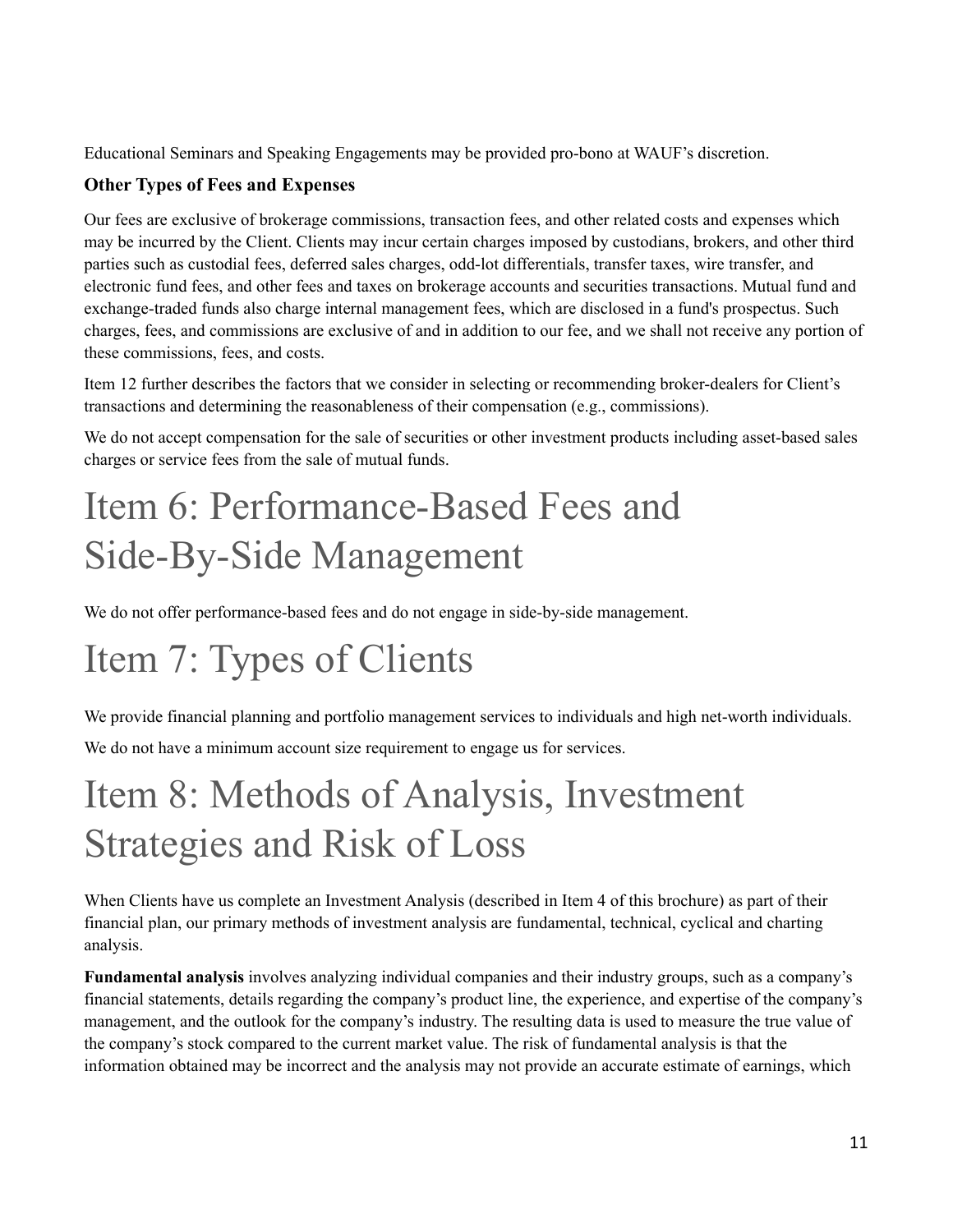Educational Seminars and Speaking Engagements may be provided pro-bono at WAUF's discretion.

### Other Types of Fees and Expenses

Our fees are exclusive of brokerage commissions, transaction fees, and other related costs and expenses which may be incurred by the Client. Clients may incur certain charges imposed by custodians, brokers, and other third parties such as custodial fees, deferred sales charges, odd-lot differentials, transfer taxes, wire transfer, and electronic fund fees, and other fees and taxes on brokerage accounts and securities transactions. Mutual fund and exchange-traded funds also charge internal management fees, which are disclosed in a fund's prospectus. Such charges, fees, and commissions are exclusive of and in addition to our fee, and we shall not receive any portion of these commissions, fees, and costs.

Item 12 further describes the factors that we consider in selecting or recommending broker-dealers for Client's transactions and determining the reasonableness of their compensation (e.g., commissions).

We do not accept compensation for the sale of securities or other investment products including asset-based sales charges or service fees from the sale of mutual funds.

# Item 6: Performance-Based Fees and Side-By-Side Management

We do not offer performance-based fees and do not engage in side-by-side management.

# Item 7: Types of Clients

We provide financial planning and portfolio management services to individuals and high net-worth individuals.

We do not have a minimum account size requirement to engage us for services.

# Item 8: Methods of Analysis, Investment Strategies and Risk of Loss

When Clients have us complete an Investment Analysis (described in Item 4 of this brochure) as part of their financial plan, our primary methods of investment analysis are fundamental, technical, cyclical and charting analysis.

**Fundamental analysis** involves analyzing individual companies and their industry groups, such as a company's financial statements, details regarding the company's product line, the experience, and expertise of the company's management, and the outlook for the company's industry. The resulting data is used to measure the true value of the company's stock compared to the current market value. The risk of fundamental analysis is that the information obtained may be incorrect and the analysis may not provide an accurate estimate of earnings, which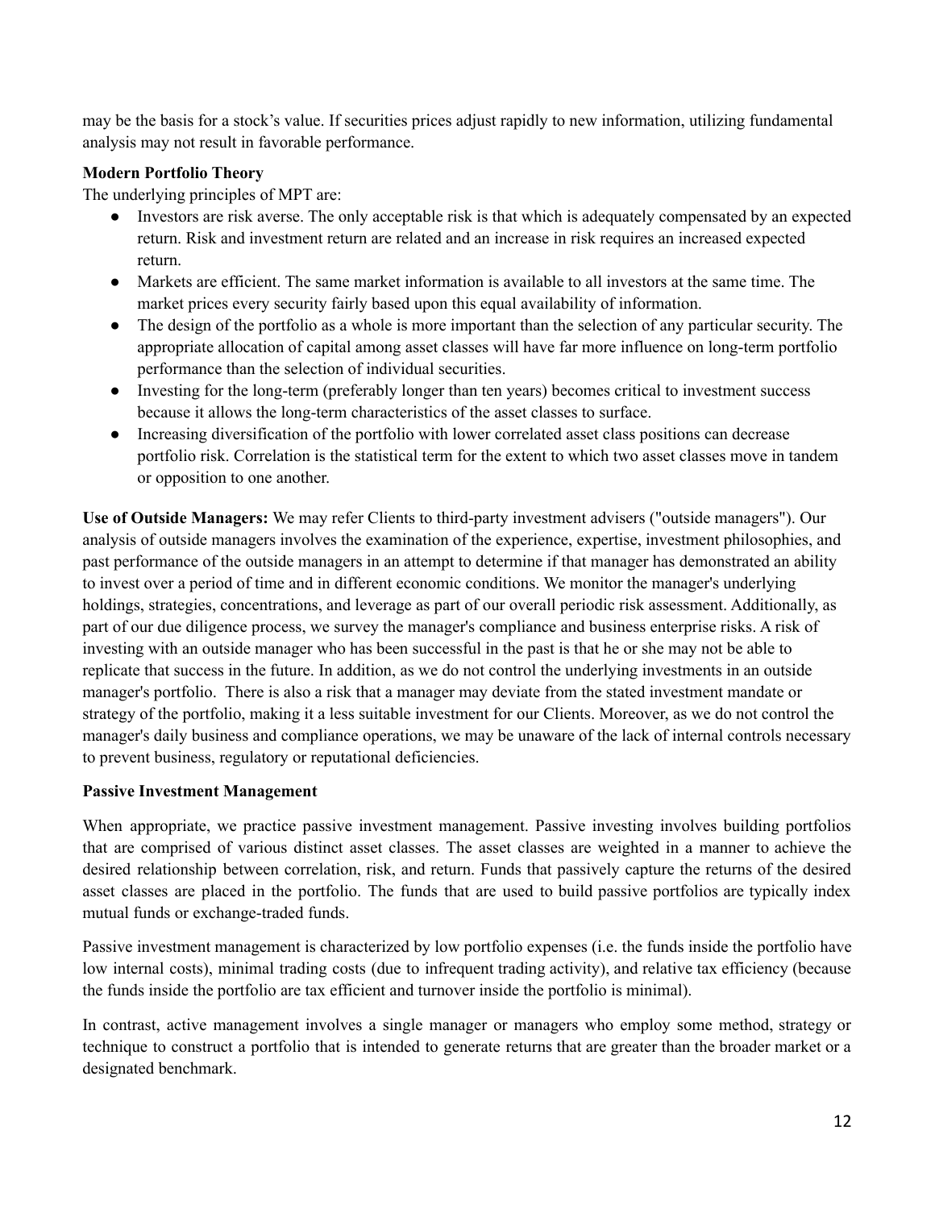may be the basis for a stock's value. If securities prices adjust rapidly to new information, utilizing fundamental analysis may not result in favorable performance.

**Modern Portfolio Theory**

The underlying principles of MPT are:

- Investors are risk averse. The only acceptable risk is that which is adequately compensated by an expected return. Risk and investment return are related and an increase in risk requires an increased expected return.
- Markets are efficient. The same market information is available to all investors at the same time. The market prices every security fairly based upon this equal availability of information.
- The design of the portfolio as a whole is more important than the selection of any particular security. The appropriate allocation of capital among asset classes will have far more influence on long-term portfolio performance than the selection of individual securities.
- Investing for the long-term (preferably longer than ten years) becomes critical to investment success because it allows the long-term characteristics of the asset classes to surface.
- Increasing diversification of the portfolio with lower correlated asset class positions can decrease portfolio risk. Correlation is the statistical term for the extent to which two asset classes move in tandem or opposition to one another.

**Use of Outside Managers:** We may refer Clients to third-party investment advisers ("outside managers"). Our analysis of outside managers involves the examination of the experience, expertise, investment philosophies, and past performance of the outside managers in an attempt to determine if that manager has demonstrated an ability to invest over a period of time and in different economic conditions. We monitor the manager's underlying holdings, strategies, concentrations, and leverage as part of our overall periodic risk assessment. Additionally, as part of our due diligence process, we survey the manager's compliance and business enterprise risks. A risk of investing with an outside manager who has been successful in the past is that he or she may not be able to replicate that success in the future. In addition, as we do not control the underlying investments in an outside manager's portfolio. There is also a risk that a manager may deviate from the stated investment mandate or strategy of the portfolio, making it a less suitable investment for our Clients. Moreover, as we do not control the manager's daily business and compliance operations, we may be unaware of the lack of internal controls necessary to prevent business, regulatory or reputational deficiencies.

**Passive Investment Management**

When appropriate, we practice passive investment management. Passive investing involves building portfolios that are comprised of various distinct asset classes. The asset classes are weighted in a manner to achieve the desired relationship between correlation, risk, and return. Funds that passively capture the returns of the desired asset classes are placed in the portfolio. The funds that are used to build passive portfolios are typically index mutual funds or exchange-traded funds.

Passive investment management is characterized by low portfolio expenses (i.e. the funds inside the portfolio have low internal costs), minimal trading costs (due to infrequent trading activity), and relative tax efficiency (because the funds inside the portfolio are tax efficient and turnover inside the portfolio is minimal).

In contrast, active management involves a single manager or managers who employ some method, strategy or technique to construct a portfolio that is intended to generate returns that are greater than the broader market or a designated benchmark.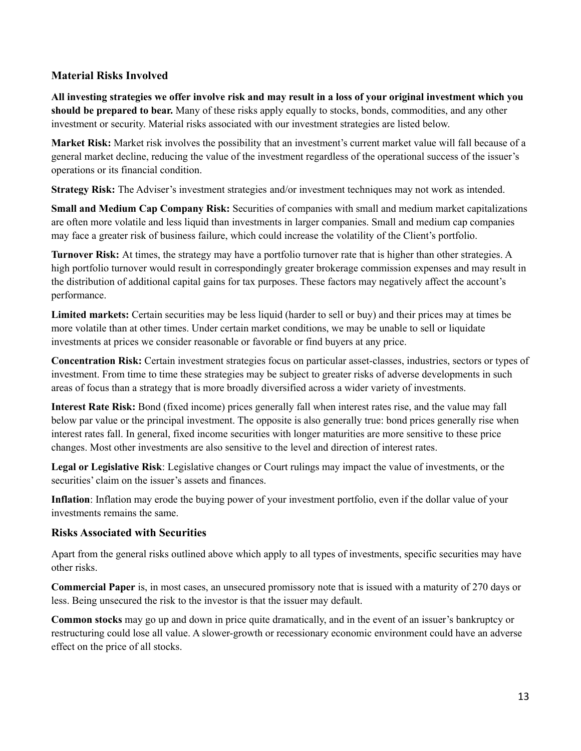### Material Risks Involved

**All investing strategies we offer involve risk and may result in a loss of your original investment which you should be prepared to bear.** Many of these risks apply equally to stocks, bonds, commodities, and any other investment or security. Material risks associated with our investment strategies are listed below.

**Market Risk:** Market risk involves the possibility that an investment's current market value will fall because of a general market decline, reducing the value of the investment regardless of the operational success of the issuer's operations or its financial condition.

**Strategy Risk:** The Adviser's investment strategies and/or investment techniques may not work as intended.

**Small and Medium Cap Company Risk:** Securities of companies with small and medium market capitalizations are often more volatile and less liquid than investments in larger companies. Small and medium cap companies may face a greater risk of business failure, which could increase the volatility of the Client's portfolio.

**Turnover Risk:** At times, the strategy may have a portfolio turnover rate that is higher than other strategies. A high portfolio turnover would result in correspondingly greater brokerage commission expenses and may result in the distribution of additional capital gains for tax purposes. These factors may negatively affect the account's performance.

**Limited markets:** Certain securities may be less liquid (harder to sell or buy) and their prices may at times be more volatile than at other times. Under certain market conditions, we may be unable to sell or liquidate investments at prices we consider reasonable or favorable or find buyers at any price.

**Concentration Risk:** Certain investment strategies focus on particular asset-classes, industries, sectors or types of investment. From time to time these strategies may be subject to greater risks of adverse developments in such areas of focus than a strategy that is more broadly diversified across a wider variety of investments.

**Interest Rate Risk:** Bond (fixed income) prices generally fall when interest rates rise, and the value may fall below par value or the principal investment. The opposite is also generally true: bond prices generally rise when interest rates fall. In general, fixed income securities with longer maturities are more sensitive to these price changes. Most other investments are also sensitive to the level and direction of interest rates.

**Legal or Legislative Risk**: Legislative changes or Court rulings may impact the value of investments, or the securities' claim on the issuer's assets and finances.

**Inflation**: Inflation may erode the buying power of your investment portfolio, even if the dollar value of your investments remains the same.

### Risks Associated with Securities

Apart from the general risks outlined above which apply to all types of investments, specific securities may have other risks.

**Commercial Paper** is, in most cases, an unsecured promissory note that is issued with a maturity of 270 days or less. Being unsecured the risk to the investor is that the issuer may default.

**Common stocks** may go up and down in price quite dramatically, and in the event of an issuer's bankruptcy or restructuring could lose all value. A slower-growth or recessionary economic environment could have an adverse effect on the price of all stocks.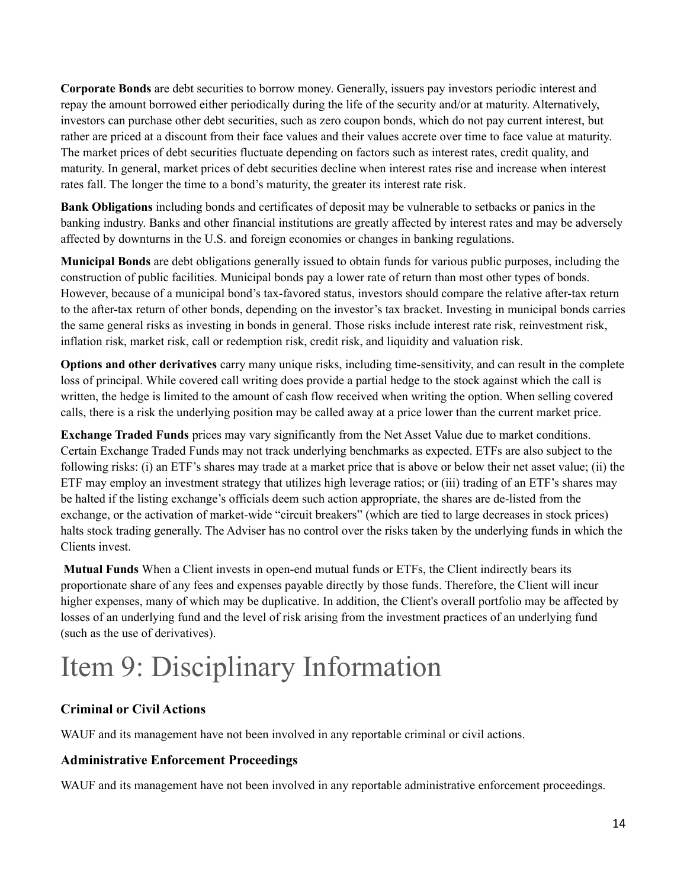**Corporate Bonds** are debt securities to borrow money. Generally, issuers pay investors periodic interest and repay the amount borrowed either periodically during the life of the security and/or at maturity. Alternatively, investors can purchase other debt securities, such as zero coupon bonds, which do not pay current interest, but rather are priced at a discount from their face values and their values accrete over time to face value at maturity. The market prices of debt securities fluctuate depending on factors such as interest rates, credit quality, and maturity. In general, market prices of debt securities decline when interest rates rise and increase when interest rates fall. The longer the time to a bond's maturity, the greater its interest rate risk.

**Bank Obligations** including bonds and certificates of deposit may be vulnerable to setbacks or panics in the banking industry. Banks and other financial institutions are greatly affected by interest rates and may be adversely affected by downturns in the U.S. and foreign economies or changes in banking regulations.

**Municipal Bonds** are debt obligations generally issued to obtain funds for various public purposes, including the construction of public facilities. Municipal bonds pay a lower rate of return than most other types of bonds. However, because of a municipal bond's tax-favored status, investors should compare the relative after-tax return to the after-tax return of other bonds, depending on the investor's tax bracket. Investing in municipal bonds carries the same general risks as investing in bonds in general. Those risks include interest rate risk, reinvestment risk, inflation risk, market risk, call or redemption risk, credit risk, and liquidity and valuation risk.

**Options and other derivatives** carry many unique risks, including time-sensitivity, and can result in the complete loss of principal. While covered call writing does provide a partial hedge to the stock against which the call is written, the hedge is limited to the amount of cash flow received when writing the option. When selling covered calls, there is a risk the underlying position may be called away at a price lower than the current market price.

**Exchange Traded Funds** prices may vary significantly from the Net Asset Value due to market conditions. Certain Exchange Traded Funds may not track underlying benchmarks as expected. ETFs are also subject to the following risks: (i) an ETF's shares may trade at a market price that is above or below their net asset value; (ii) the ETF may employ an investment strategy that utilizes high leverage ratios; or (iii) trading of an ETF's shares may be halted if the listing exchange's officials deem such action appropriate, the shares are de-listed from the exchange, or the activation of market-wide "circuit breakers" (which are tied to large decreases in stock prices) halts stock trading generally. The Adviser has no control over the risks taken by the underlying funds in which the Clients invest.

**Mutual Funds** When a Client invests in open-end mutual funds or ETFs, the Client indirectly bears its proportionate share of any fees and expenses payable directly by those funds. Therefore, the Client will incur higher expenses, many of which may be duplicative. In addition, the Client's overall portfolio may be affected by losses of an underlying fund and the level of risk arising from the investment practices of an underlying fund (such as the use of derivatives).

# Item 9: Disciplinary Information

### Criminal or Civil Actions

WAUF and its management have not been involved in any reportable criminal or civil actions.

### Administrative Enforcement Proceedings

WAUF and its management have not been involved in any reportable administrative enforcement proceedings.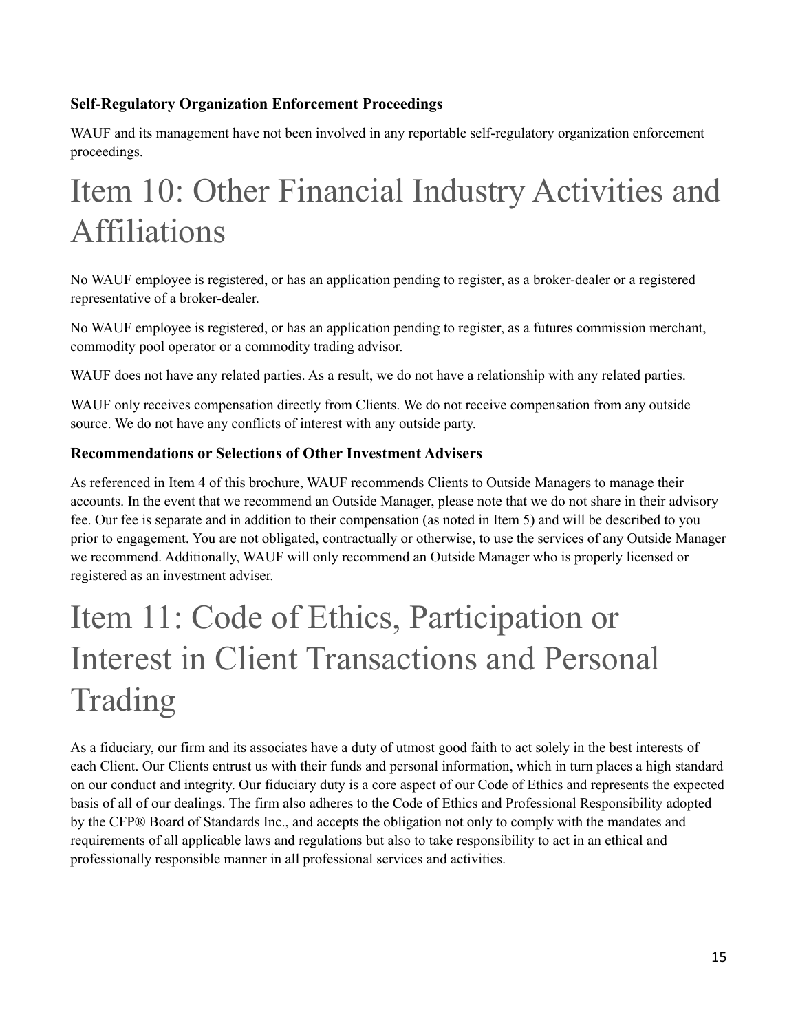### Self-Regulatory Organization Enforcement Proceedings

WAUF and its management have not been involved in any reportable self-regulatory organization enforcement proceedings.

# Item 10: Other Financial Industry Activities and Affiliations

No WAUF employee is registered, or has an application pending to register, as a broker-dealer or a registered representative of a broker-dealer.

No WAUF employee is registered, or has an application pending to register, as a futures commission merchant, commodity pool operator or a commodity trading advisor.

WAUF does not have any related parties. As a result, we do not have a relationship with any related parties.

WAUF only receives compensation directly from Clients. We do not receive compensation from any outside source. We do not have any conflicts of interest with any outside party.

### Recommendations or Selections of Other Investment Advisers

As referenced in Item 4 of this brochure, WAUF recommends Clients to Outside Managers to manage their accounts. In the event that we recommend an Outside Manager, please note that we do not share in their advisory fee. Our fee is separate and in addition to their compensation (as noted in Item 5) and will be described to you prior to engagement. You are not obligated, contractually or otherwise, to use the services of any Outside Manager we recommend. Additionally, WAUF will only recommend an Outside Manager who is properly licensed or registered as an investment adviser.

# Item 11: Code of Ethics, Participation or Interest in Client Transactions and Personal Trading

As a fiduciary, our firm and its associates have a duty of utmost good faith to act solely in the best interests of each Client. Our Clients entrust us with their funds and personal information, which in turn places a high standard on our conduct and integrity. Our fiduciary duty is a core aspect of our Code of Ethics and represents the expected basis of all of our dealings. The firm also adheres to the Code of Ethics and Professional Responsibility adopted by the CFP® Board of Standards Inc., and accepts the obligation not only to comply with the mandates and requirements of all applicable laws and regulations but also to take responsibility to act in an ethical and professionally responsible manner in all professional services and activities.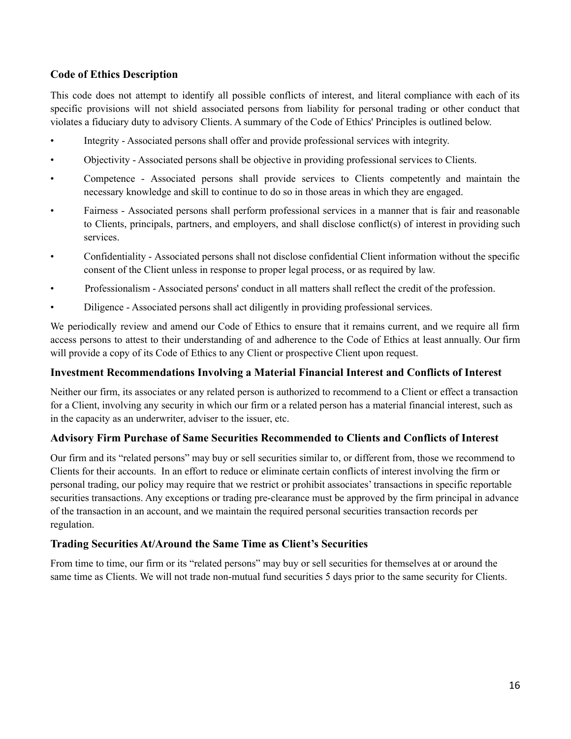### Code of Ethics Description

This code does not attempt to identify all possible conflicts of interest, and literal compliance with each of its specific provisions will not shield associated persons from liability for personal trading or other conduct that violates a fiduciary duty to advisory Clients. A summary of the Code of Ethics' Principles is outlined below.

- Integrity - Associated persons shall offer and provide professional services with integrity.
- Objectivity - Associated persons shall be objective in providing professional services to Clients.
- Competence - Associated persons shall provide services to Clients competently and maintain the necessary knowledge and skill to continue to do so in those areas in which they are engaged.
- Fairness - Associated persons shall perform professional services in a manner that is fair and reasonable to Clients, principals, partners, and employers, and shall disclose conflict(s) of interest in providing such services.
- Confidentiality - Associated persons shall not disclose confidential Client information without the specific consent of the Client unless in response to proper legal process, or as required by law.
- Professionalism - Associated persons' conduct in all matters shall reflect the credit of the profession.
- Diligence - Associated persons shall act diligently in providing professional services.

We periodically review and amend our Code of Ethics to ensure that it remains current, and we require all firm access persons to attest to their understanding of and adherence to the Code of Ethics at least annually. Our firm will provide a copy of its Code of Ethics to any Client or prospective Client upon request.

### Investment Recommendations Involving a Material Financial Interest and Conflicts of Interest

Neither our firm, its associates or any related person is authorized to recommend to a Client or effect a transaction for a Client, involving any security in which our firm or a related person has a material financial interest, such as in the capacity as an underwriter, adviser to the issuer, etc.

### Advisory Firm Purchase of Same Securities Recommended to Clients and Conflicts of Interest

Our firm and its "related persons" may buy or sell securities similar to, or different from, those we recommend to Clients for their accounts. In an effort to reduce or eliminate certain conflicts of interest involving the firm or personal trading, our policy may require that we restrict or prohibit associates' transactions in specific reportable securities transactions. Any exceptions or trading pre-clearance must be approved by the firm principal in advance of the transaction in an account, and we maintain the required personal securities transaction records per regulation.

### Trading Securities At/Around the Same Time as Client's Securities

From time to time, our firm or its "related persons" may buy or sell securities for themselves at or around the same time as Clients. We will not trade non-mutual fund securities 5 days prior to the same security for Clients.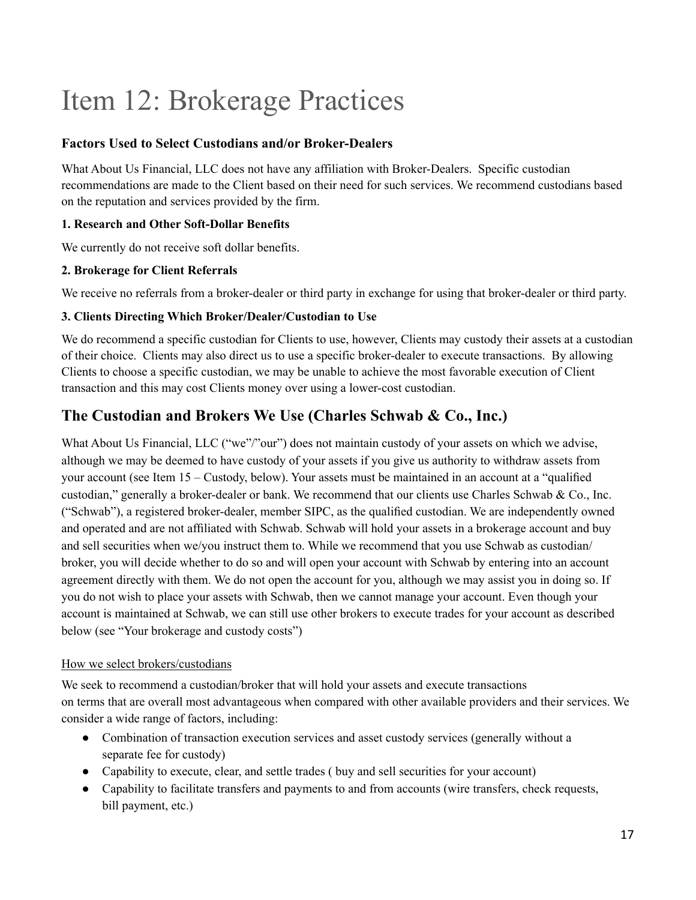# Item 12: Brokerage Practices

### Factors Used to Select Custodians and/or Broker-Dealers

What About Us Financial, LLC does not have any affiliation with Broker-Dealers. Specific custodian recommendations are made to the Client based on their need for such services. We recommend custodians based on the reputation and services provided by the firm.

#### 1. Research and Other Soft-Dollar Benefits

We currently do not receive soft dollar benefits.

#### 2. Brokerage for Client Referrals

We receive no referrals from a broker-dealer or third party in exchange for using that broker-dealer or third party.

#### 3. Clients Directing Which Broker/Dealer/Custodian to Use

We do recommend a specific custodian for Clients to use, however, Clients may custody their assets at a custodian of their choice. Clients may also direct us to use a specific broker-dealer to execute transactions. By allowing Clients to choose a specific custodian, we may be unable to achieve the most favorable execution of Client transaction and this may cost Clients money over using a lower-cost custodian.

## The Custodian and Brokers We Use (Charles Schwab & Co., Inc.)

What About Us Financial, LLC ("we"/"our") does not maintain custody of your assets on which we advise, although we may be deemed to have custody of your assets if you give us authority to withdraw assets from your account (see Item 15 – Custody, below). Your assets must be maintained in an account at a "qualified custodian," generally a broker-dealer or bank. We recommend that our clients use Charles Schwab & Co., Inc. ("Schwab"), a registered broker-dealer, member SIPC, as the qualified custodian. We are independently owned and operated and are not affiliated with Schwab. Schwab will hold your assets in a brokerage account and buy and sell securities when we/you instruct them to. While we recommend that you use Schwab as custodian/ broker, you will decide whether to do so and will open your account with Schwab by entering into an account agreement directly with them. We do not open the account for you, although we may assist you in doing so. If you do not wish to place your assets with Schwab, then we cannot manage your account. Even though your account is maintained at Schwab, we can still use other brokers to execute trades for your account as described below (see "Your brokerage and custody costs")

<u>How we select brokers/custodians</u>

We seek to recommend a custodian/broker that will hold your assets and execute transactions on terms that are overall most advantageous when compared with other available providers and their services. We consider a wide range of factors, including:

- Combination of transaction execution services and asset custody services (generally without a separate fee for custody)
- Capability to execute, clear, and settle trades ( buy and sell securities for your account)
- Capability to facilitate transfers and payments to and from accounts (wire transfers, check requests, bill payment, etc.)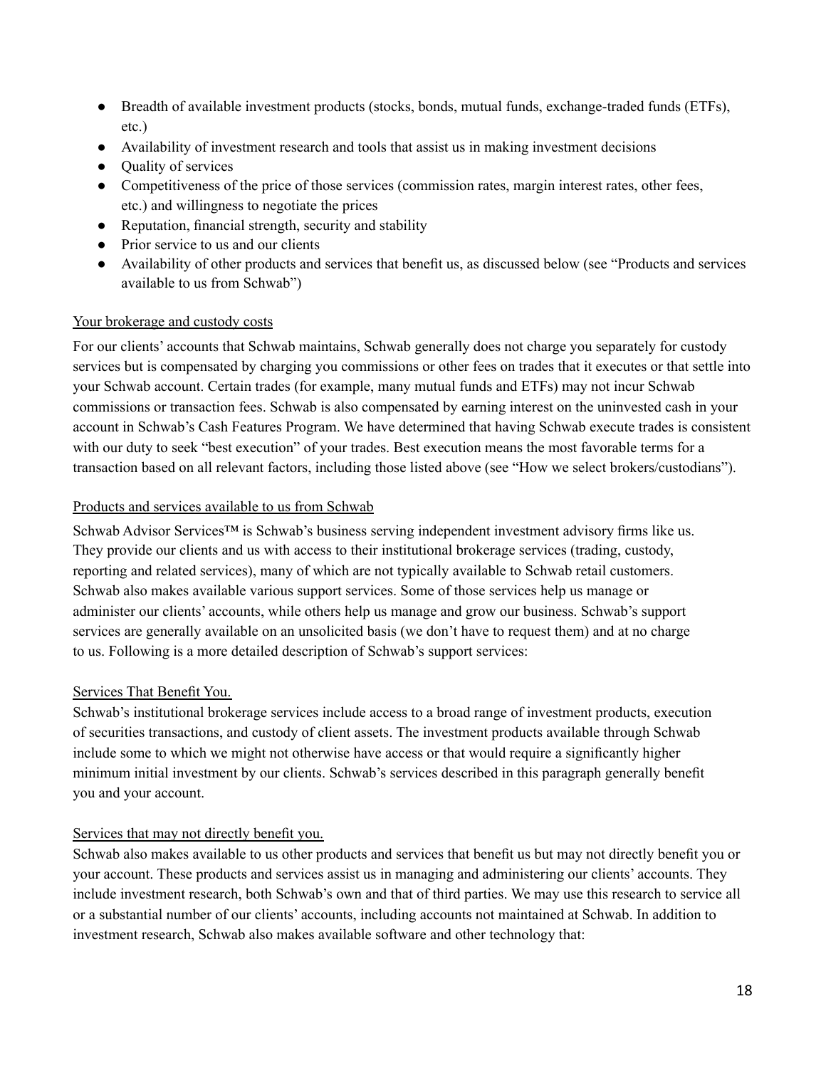- Breadth of available investment products (stocks, bonds, mutual funds, exchange-traded funds (ETFs), etc.)
- Availability of investment research and tools that assist us in making investment decisions
- Quality of services
- Competitiveness of the price of those services (commission rates, margin interest rates, other fees, etc.) and willingness to negotiate the prices
- Reputation, financial strength, security and stability
- Prior service to us and our clients
- Availability of other products and services that benefit us, as discussed below (see "Products and services available to us from Schwab")

Your brokerage and custody costs

For our clients' accounts that Schwab maintains, Schwab generally does not charge you separately for custody services but is compensated by charging you commissions or other fees on trades that it executes or that settle into your Schwab account. Certain trades (for example, many mutual funds and ETFs) may not incur Schwab commissions or transaction fees. Schwab is also compensated by earning interest on the uninvested cash in your account in Schwab's Cash Features Program. We have determined that having Schwab execute trades is consistent with our duty to seek "best execution" of your trades. Best execution means the most favorable terms for a transaction based on all relevant factors, including those listed above (see "How we select brokers/custodians").

Products and services available to us from Schwab

Schwab Advisor Services™ is Schwab's business serving independent investment advisory firms like us. They provide our clients and us with access to their institutional brokerage services (trading, custody, reporting and related services), many of which are not typically available to Schwab retail customers. Schwab also makes available various support services. Some of those services help us manage or administer our clients' accounts, while others help us manage and grow our business. Schwab's support services are generally available on an unsolicited basis (we don't have to request them) and at no charge to us. Following is a more detailed description of Schwab's support services:

Services That Benefit You.

Schwab's institutional brokerage services include access to a broad range of investment products, execution of securities transactions, and custody of client assets. The investment products available through Schwab include some to which we might not otherwise have access or that would require a significantly higher minimum initial investment by our clients. Schwab's services described in this paragraph generally benefit you and your account.

Services that may not directly benefit you.

Schwab also makes available to us other products and services that benefit us but may not directly benefit you or your account. These products and services assist us in managing and administering our clients' accounts. They include investment research, both Schwab's own and that of third parties. We may use this research to service all or a substantial number of our clients' accounts, including accounts not maintained at Schwab. In addition to investment research, Schwab also makes available software and other technology that: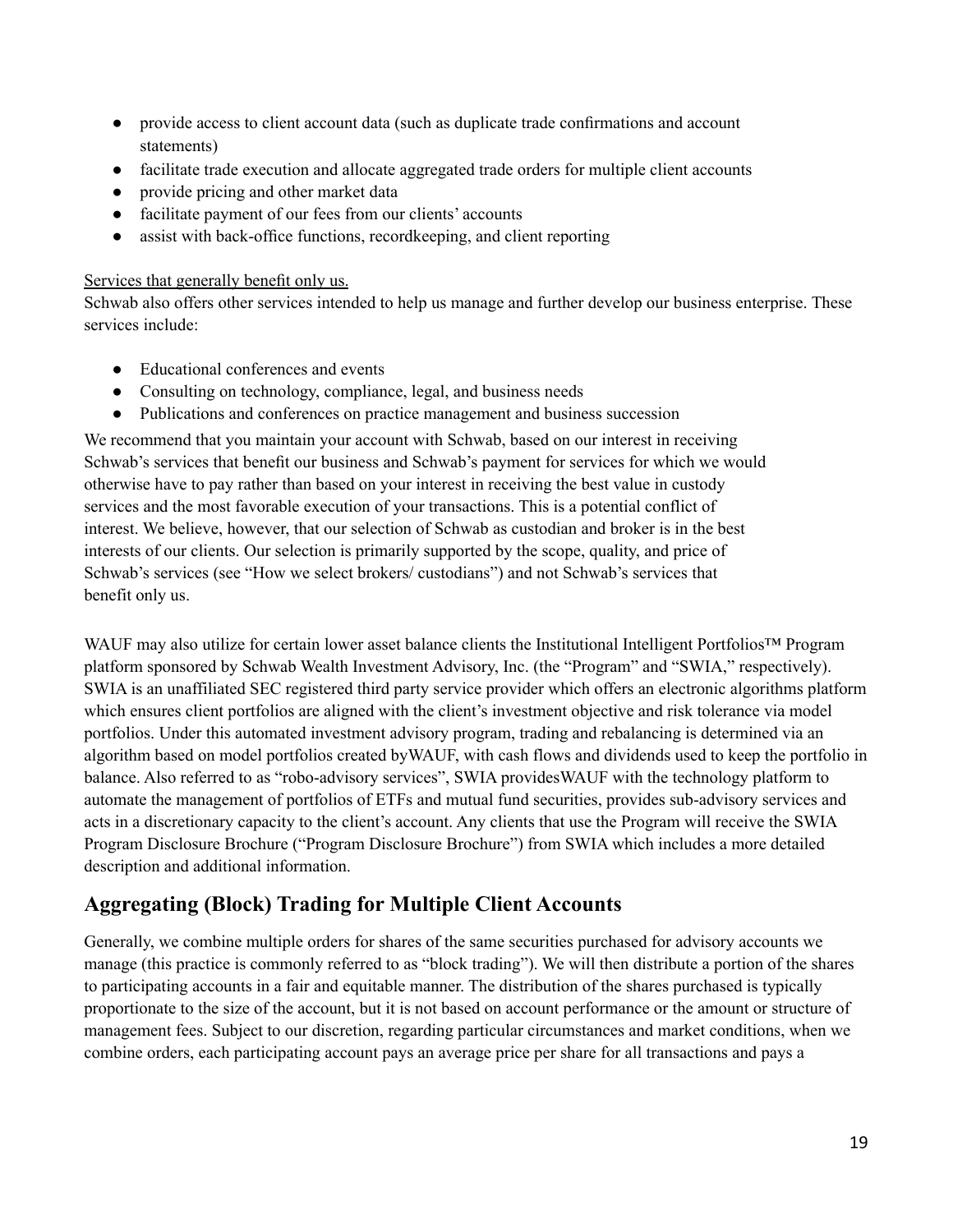- provide access to client account data (such as duplicate trade confirmations and account statements)
- facilitate trade execution and allocate aggregated trade orders for multiple client accounts
- provide pricing and other market data
- facilitate payment of our fees from our clients' accounts
- assist with back-office functions, recordkeeping, and client reporting

Services that generally benefit only us.

Schwab also offers other services intended to help us manage and further develop our business enterprise. These services include:

- Educational conferences and events
- Consulting on technology, compliance, legal, and business needs
- Publications and conferences on practice management and business succession

We recommend that you maintain your account with Schwab, based on our interest in receiving Schwab's services that benefit our business and Schwab's payment for services for which we would otherwise have to pay rather than based on your interest in receiving the best value in custody services and the most favorable execution of your transactions. This is a potential conflict of interest. We believe, however, that our selection of Schwab as custodian and broker is in the best interests of our clients. Our selection is primarily supported by the scope, quality, and price of Schwab's services (see "How we select brokers/ custodians") and not Schwab's services that benefit only us.

WAUF may also utilize for certain lower asset balance clients the Institutional Intelligent Portfolios™ Program platform sponsored by Schwab Wealth Investment Advisory, Inc. (the "Program" and "SWIA," respectively). SWIA is an unaffiliated SEC registered third party service provider which offers an electronic algorithms platform which ensures client portfolios are aligned with the client's investment objective and risk tolerance via model portfolios. Under this automated investment advisory program, trading and rebalancing is determined via an algorithm based on model portfolios created byWAUF, with cash flows and dividends used to keep the portfolio in balance. Also referred to as "robo-advisory services", SWIA providesWAUF with the technology platform to automate the management of portfolios of ETFs and mutual fund securities, provides sub-advisory services and acts in a discretionary capacity to the client's account. Any clients that use the Program will receive the SWIA Program Disclosure Brochure ("Program Disclosure Brochure") from SWIA which includes a more detailed description and additional information.

## Aggregating (Block) Trading for Multiple Client Accounts

Generally, we combine multiple orders for shares of the same securities purchased for advisory accounts we manage (this practice is commonly referred to as "block trading"). We will then distribute a portion of the shares to participating accounts in a fair and equitable manner. The distribution of the shares purchased is typically proportionate to the size of the account, but it is not based on account performance or the amount or structure of management fees. Subject to our discretion, regarding particular circumstances and market conditions, when we combine orders, each participating account pays an average price per share for all transactions and pays a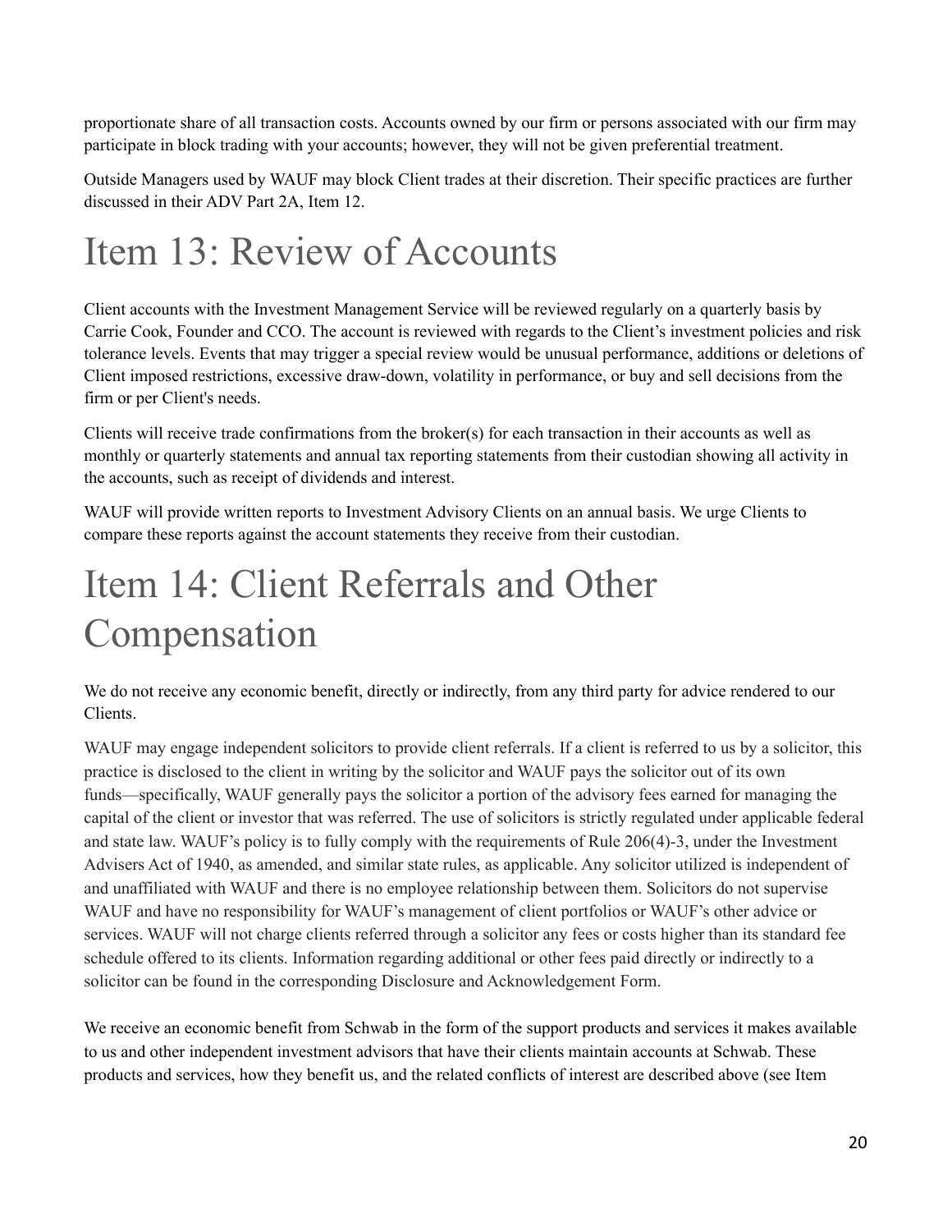proportionate share of all transaction costs. Accounts owned by our firm or persons associated with our firm may participate in block trading with your accounts; however, they will not be given preferential treatment.

Outside Managers used by WAUF may block Client trades at their discretion. Their specific practices are further discussed in their ADV Part 2A, Item 12.

# Item 13: Review of Accounts

Client accounts with the Investment Management Service will be reviewed regularly on a quarterly basis by Carrie Cook, Founder and CCO. The account is reviewed with regards to the Client's investment policies and risk tolerance levels. Events that may trigger a special review would be unusual performance, additions or deletions of Client imposed restrictions, excessive draw-down, volatility in performance, or buy and sell decisions from the firm or per Client's needs.

Clients will receive trade confirmations from the broker(s) for each transaction in their accounts as well as monthly or quarterly statements and annual tax reporting statements from their custodian showing all activity in the accounts, such as receipt of dividends and interest.

WAUF will provide written reports to Investment Advisory Clients on an annual basis. We urge Clients to compare these reports against the account statements they receive from their custodian.

# Item 14: Client Referrals and Other Compensation

We do not receive any economic benefit, directly or indirectly, from any third party for advice rendered to our Clients.

WAUF may engage independent solicitors to provide client referrals. If a client is referred to us by a solicitor, this practice is disclosed to the client in writing by the solicitor and WAUF pays the solicitor out of its own funds—specifically, WAUF generally pays the solicitor a portion of the advisory fees earned for managing the capital of the client or investor that was referred. The use of solicitors is strictly regulated under applicable federal and state law. WAUF's policy is to fully comply with the requirements of Rule 206(4)-3, under the Investment Advisers Act of 1940, as amended, and similar state rules, as applicable. Any solicitor utilized is independent of and unaffiliated with WAUF and there is no employee relationship between them. Solicitors do not supervise WAUF and have no responsibility for WAUF's management of client portfolios or WAUF's other advice or services. WAUF will not charge clients referred through a solicitor any fees or costs higher than its standard fee schedule offered to its clients. Information regarding additional or other fees paid directly or indirectly to a solicitor can be found in the corresponding Disclosure and Acknowledgement Form.

We receive an economic benefit from Schwab in the form of the support products and services it makes available to us and other independent investment advisors that have their clients maintain accounts at Schwab. These products and services, how they benefit us, and the related conflicts of interest are described above (see Item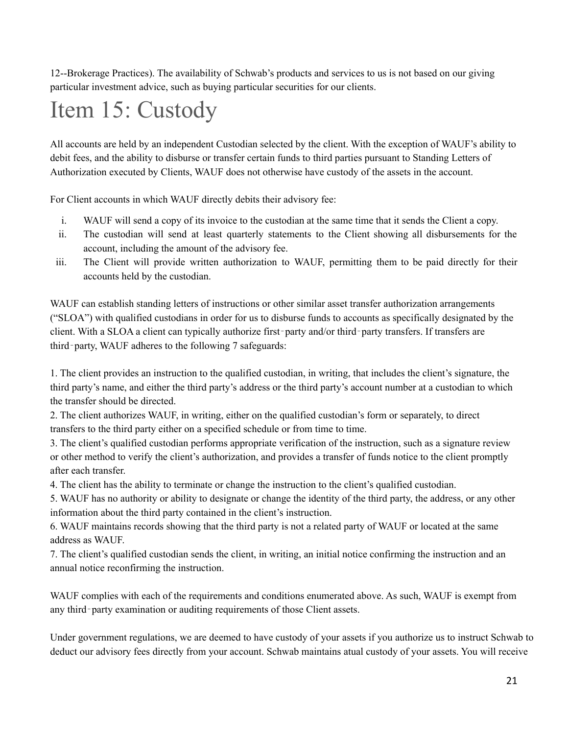12--Brokerage Practices). The availability of Schwab's products and services to us is not based on our giving particular investment advice, such as buying particular securities for our clients.

# Item 15: Custody

All accounts are held by an independent Custodian selected by the client. With the exception of WAUF's ability to debit fees, and the ability to disburse or transfer certain funds to third parties pursuant to Standing Letters of Authorization executed by Clients, WAUF does not otherwise have custody of the assets in the account.

For Client accounts in which WAUF directly debits their advisory fee:

i. WAUF will send a copy of its invoice to the custodian at the same time that it sends the Client a copy.
ii. The custodian will send at least quarterly statements to the Client showing all disbursements for the account, including the amount of the advisory fee.
iii. The Client will provide written authorization to WAUF, permitting them to be paid directly for their accounts held by the custodian.

WAUF can establish standing letters of instructions or other similar asset transfer authorization arrangements ("SLOA") with qualified custodians in order for us to disburse funds to accounts as specifically designated by the client. With a SLOA a client can typically authorize first‑party and/or third‑party transfers. If transfers are third‑party, WAUF adheres to the following 7 safeguards:

1. The client provides an instruction to the qualified custodian, in writing, that includes the client's signature, the third party's name, and either the third party's address or the third party's account number at a custodian to which the transfer should be directed.
2. The client authorizes WAUF, in writing, either on the qualified custodian's form or separately, to direct transfers to the third party either on a specified schedule or from time to time.
3. The client's qualified custodian performs appropriate verification of the instruction, such as a signature review or other method to verify the client's authorization, and provides a transfer of funds notice to the client promptly after each transfer.
4. The client has the ability to terminate or change the instruction to the client's qualified custodian.
5. WAUF has no authority or ability to designate or change the identity of the third party, the address, or any other information about the third party contained in the client's instruction.
6. WAUF maintains records showing that the third party is not a related party of WAUF or located at the same address as WAUF.
7. The client's qualified custodian sends the client, in writing, an initial notice confirming the instruction and an annual notice reconfirming the instruction.

WAUF complies with each of the requirements and conditions enumerated above. As such, WAUF is exempt from any third‑party examination or auditing requirements of those Client assets.

Under government regulations, we are deemed to have custody of your assets if you authorize us to instruct Schwab to deduct our advisory fees directly from your account. Schwab maintains atual custody of your assets. You will receive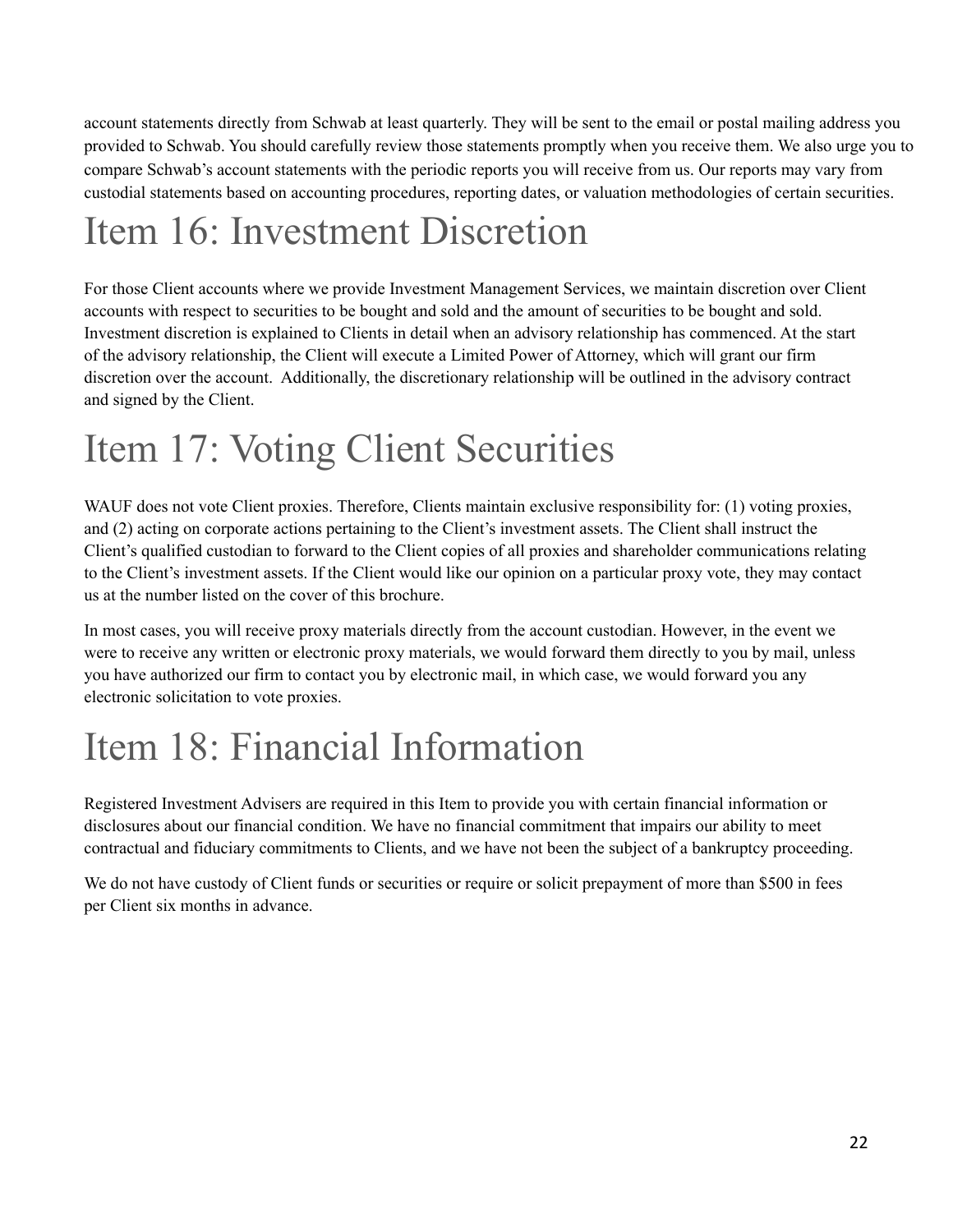account statements directly from Schwab at least quarterly. They will be sent to the email or postal mailing address you provided to Schwab. You should carefully review those statements promptly when you receive them. We also urge you to compare Schwab's account statements with the periodic reports you will receive from us. Our reports may vary from custodial statements based on accounting procedures, reporting dates, or valuation methodologies of certain securities.

# Item 16: Investment Discretion

For those Client accounts where we provide Investment Management Services, we maintain discretion over Client accounts with respect to securities to be bought and sold and the amount of securities to be bought and sold. Investment discretion is explained to Clients in detail when an advisory relationship has commenced. At the start of the advisory relationship, the Client will execute a Limited Power of Attorney, which will grant our firm discretion over the account. Additionally, the discretionary relationship will be outlined in the advisory contract and signed by the Client.

# Item 17: Voting Client Securities

WAUF does not vote Client proxies. Therefore, Clients maintain exclusive responsibility for: (1) voting proxies, and (2) acting on corporate actions pertaining to the Client's investment assets. The Client shall instruct the Client's qualified custodian to forward to the Client copies of all proxies and shareholder communications relating to the Client's investment assets. If the Client would like our opinion on a particular proxy vote, they may contact us at the number listed on the cover of this brochure.

In most cases, you will receive proxy materials directly from the account custodian. However, in the event we were to receive any written or electronic proxy materials, we would forward them directly to you by mail, unless you have authorized our firm to contact you by electronic mail, in which case, we would forward you any electronic solicitation to vote proxies.

# Item 18: Financial Information

Registered Investment Advisers are required in this Item to provide you with certain financial information or disclosures about our financial condition. We have no financial commitment that impairs our ability to meet contractual and fiduciary commitments to Clients, and we have not been the subject of a bankruptcy proceeding.

We do not have custody of Client funds or securities or require or solicit prepayment of more than $500 in fees per Client six months in advance.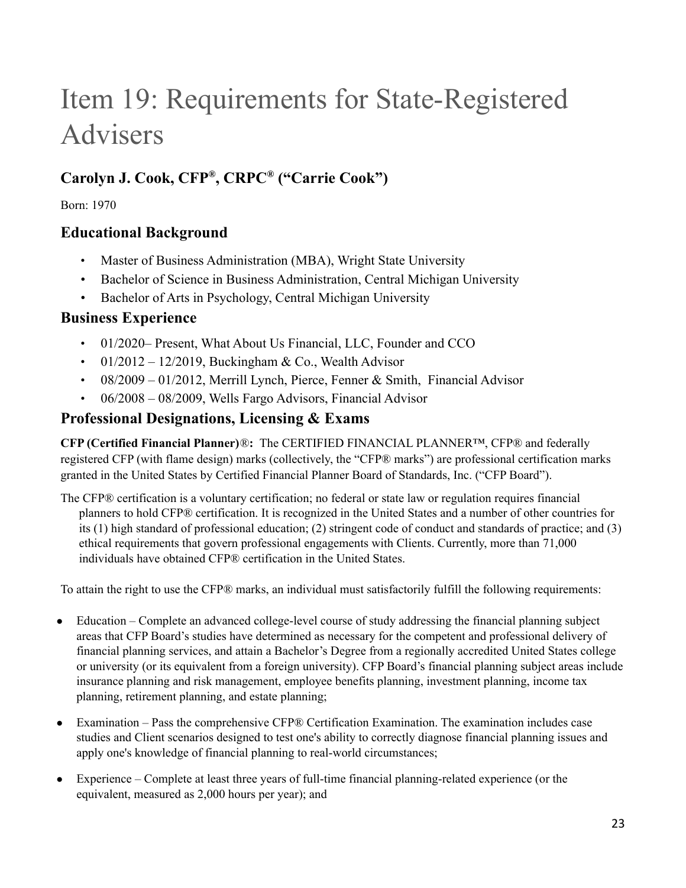# Item 19: Requirements for State-Registered Advisers

## Carolyn J. Cook, CFP®, CRPC® ("Carrie Cook")

Born: 1970

### Educational Background

- Master of Business Administration (MBA), Wright State University
- Bachelor of Science in Business Administration, Central Michigan University
- Bachelor of Arts in Psychology, Central Michigan University

### Business Experience

- 01/2020– Present, What About Us Financial, LLC, Founder and CCO
- 01/2012 – 12/2019, Buckingham & Co., Wealth Advisor
- 08/2009 – 01/2012, Merrill Lynch, Pierce, Fenner & Smith, Financial Advisor
- 06/2008 – 08/2009, Wells Fargo Advisors, Financial Advisor

### Professional Designations, Licensing & Exams

**CFP (Certified Financial Planner)**®**:** The CERTIFIED FINANCIAL PLANNER™, CFP® and federally registered CFP (with flame design) marks (collectively, the "CFP® marks") are professional certification marks granted in the United States by Certified Financial Planner Board of Standards, Inc. ("CFP Board").

The CFP® certification is a voluntary certification; no federal or state law or regulation requires financial planners to hold CFP® certification. It is recognized in the United States and a number of other countries for its (1) high standard of professional education; (2) stringent code of conduct and standards of practice; and (3) ethical requirements that govern professional engagements with Clients. Currently, more than 71,000 individuals have obtained CFP® certification in the United States.

To attain the right to use the CFP® marks, an individual must satisfactorily fulfill the following requirements:

- Education – Complete an advanced college-level course of study addressing the financial planning subject areas that CFP Board's studies have determined as necessary for the competent and professional delivery of financial planning services, and attain a Bachelor's Degree from a regionally accredited United States college or university (or its equivalent from a foreign university). CFP Board's financial planning subject areas include insurance planning and risk management, employee benefits planning, investment planning, income tax planning, retirement planning, and estate planning;

- Examination – Pass the comprehensive CFP® Certification Examination. The examination includes case studies and Client scenarios designed to test one's ability to correctly diagnose financial planning issues and apply one's knowledge of financial planning to real-world circumstances;

- Experience – Complete at least three years of full-time financial planning-related experience (or the equivalent, measured as 2,000 hours per year); and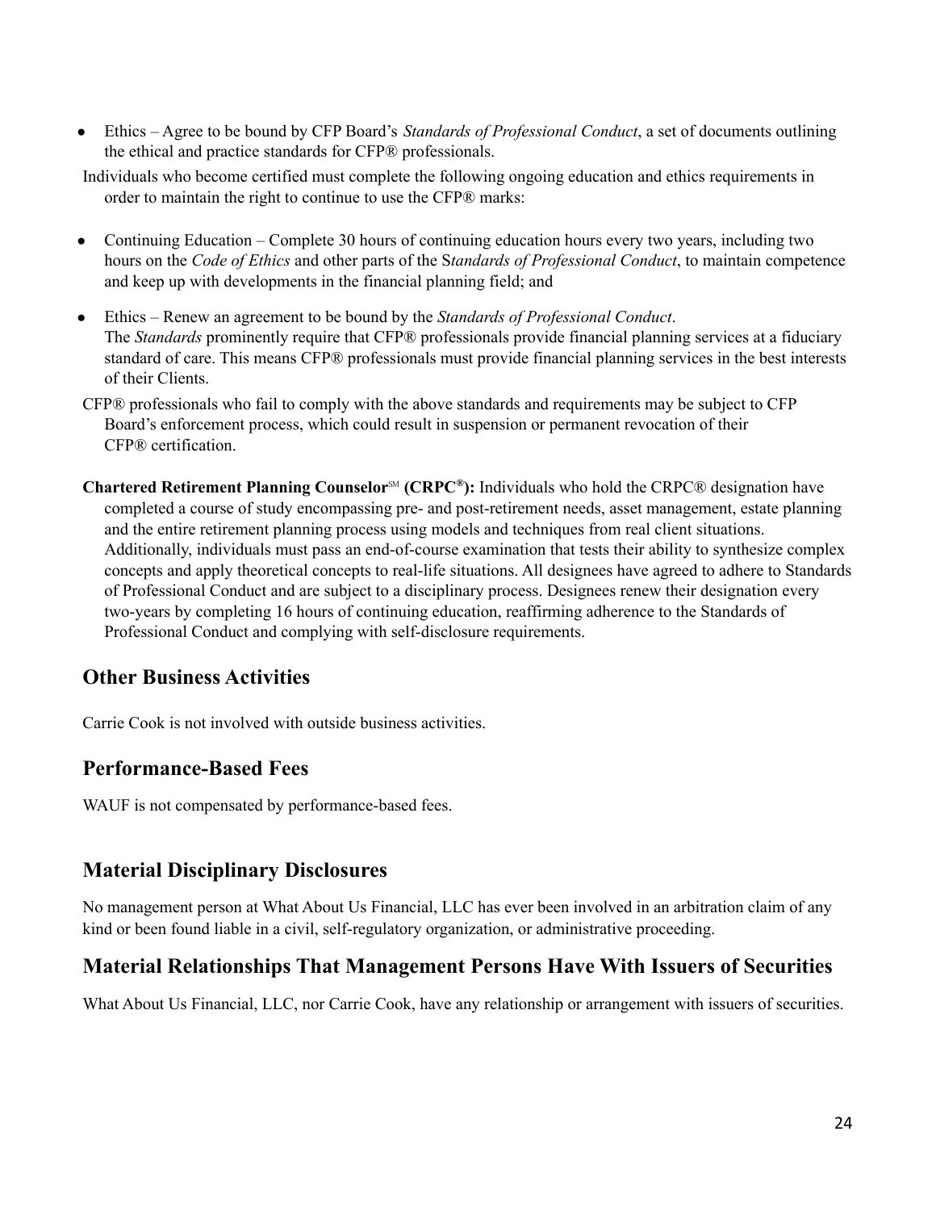- Ethics – Agree to be bound by CFP Board's *Standards of Professional Conduct*, a set of documents outlining the ethical and practice standards for CFP® professionals.

Individuals who become certified must complete the following ongoing education and ethics requirements in order to maintain the right to continue to use the CFP® marks:

- Continuing Education – Complete 30 hours of continuing education hours every two years, including two hours on the *Code of Ethics* and other parts of the S*tandards of Professional Conduct*, to maintain competence and keep up with developments in the financial planning field; and
- Ethics – Renew an agreement to be bound by the *Standards of Professional Conduct*. The *Standards* prominently require that CFP® professionals provide financial planning services at a fiduciary standard of care. This means CFP® professionals must provide financial planning services in the best interests of their Clients.

CFP® professionals who fail to comply with the above standards and requirements may be subject to CFP Board's enforcement process, which could result in suspension or permanent revocation of their CFP® certification.

**Chartered Retirement Planning Counselor℠ (CRPC®):** Individuals who hold the CRPC® designation have completed a course of study encompassing pre- and post-retirement needs, asset management, estate planning and the entire retirement planning process using models and techniques from real client situations. Additionally, individuals must pass an end-of-course examination that tests their ability to synthesize complex concepts and apply theoretical concepts to real-life situations. All designees have agreed to adhere to Standards of Professional Conduct and are subject to a disciplinary process. Designees renew their designation every two-years by completing 16 hours of continuing education, reaffirming adherence to the Standards of Professional Conduct and complying with self-disclosure requirements.

## Other Business Activities

Carrie Cook is not involved with outside business activities.

## Performance-Based Fees

WAUF is not compensated by performance-based fees.

## Material Disciplinary Disclosures

No management person at What About Us Financial, LLC has ever been involved in an arbitration claim of any kind or been found liable in a civil, self-regulatory organization, or administrative proceeding.

## Material Relationships That Management Persons Have With Issuers of Securities

What About Us Financial, LLC, nor Carrie Cook, have any relationship or arrangement with issuers of securities.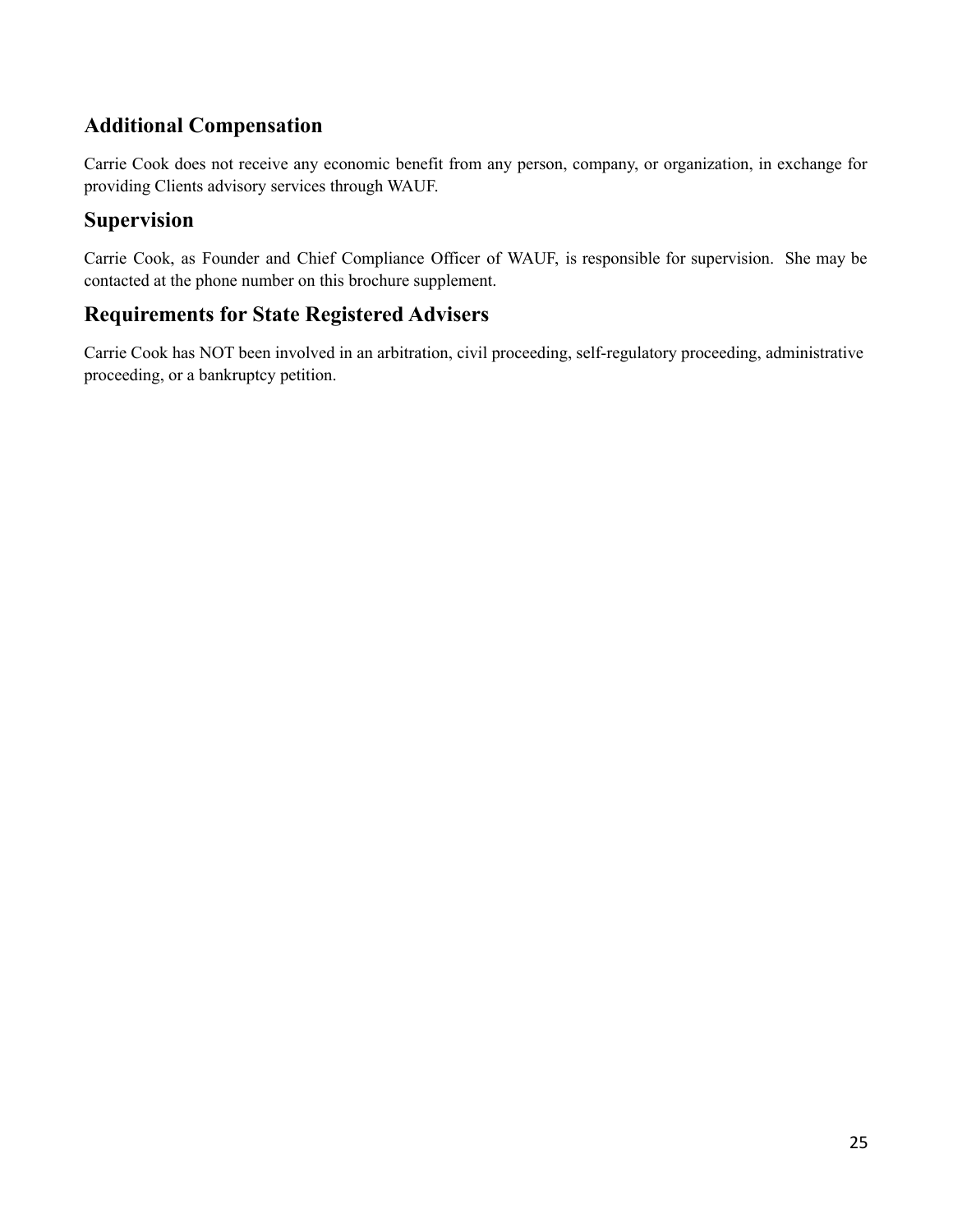## Additional Compensation

Carrie Cook does not receive any economic benefit from any person, company, or organization, in exchange for providing Clients advisory services through WAUF.

## Supervision

Carrie Cook, as Founder and Chief Compliance Officer of WAUF, is responsible for supervision. She may be contacted at the phone number on this brochure supplement.

## Requirements for State Registered Advisers

Carrie Cook has NOT been involved in an arbitration, civil proceeding, self-regulatory proceeding, administrative proceeding, or a bankruptcy petition.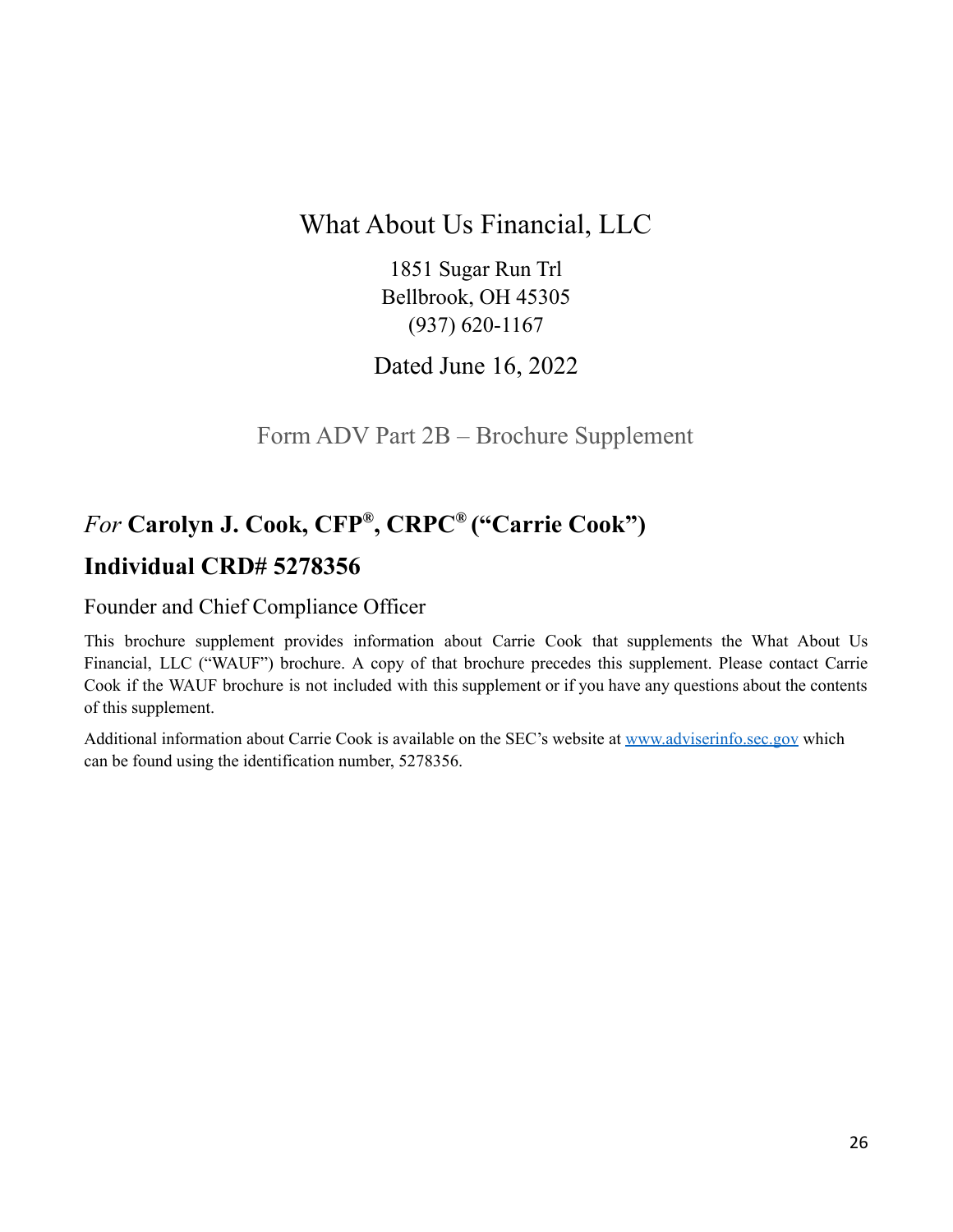# What About Us Financial, LLC

1851 Sugar Run Trl
Bellbrook, OH 45305
(937) 620-1167

Dated June 16, 2022

## Form ADV Part 2B – Brochure Supplement

## *For* Carolyn J. Cook, CFP®, CRPC® ("Carrie Cook")

## Individual CRD# 5278356

### Founder and Chief Compliance Officer

This brochure supplement provides information about Carrie Cook that supplements the What About Us Financial, LLC ("WAUF") brochure. A copy of that brochure precedes this supplement. Please contact Carrie Cook if the WAUF brochure is not included with this supplement or if you have any questions about the contents of this supplement.

Additional information about Carrie Cook is available on the SEC's website at [www.adviserinfo.sec.gov](http://www.adviserinfo.sec.gov) which can be found using the identification number, 5278356.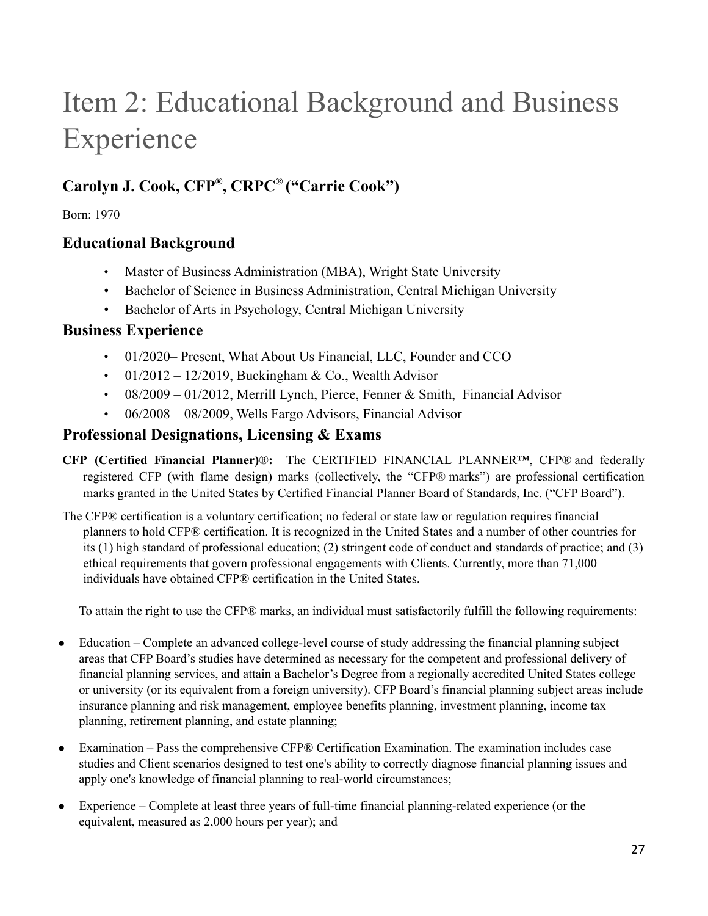# Item 2: Educational Background and Business Experience

## Carolyn J. Cook, CFP®, CRPC® ("Carrie Cook")

Born: 1970

### Educational Background

- Master of Business Administration (MBA), Wright State University
- Bachelor of Science in Business Administration, Central Michigan University
- Bachelor of Arts in Psychology, Central Michigan University

### Business Experience

- 01/2020– Present, What About Us Financial, LLC, Founder and CCO
- 01/2012 – 12/2019, Buckingham & Co., Wealth Advisor
- 08/2009 – 01/2012, Merrill Lynch, Pierce, Fenner & Smith, Financial Advisor
- 06/2008 – 08/2009, Wells Fargo Advisors, Financial Advisor

### Professional Designations, Licensing & Exams

**CFP (Certified Financial Planner)**®**:** The CERTIFIED FINANCIAL PLANNER™, CFP® and federally registered CFP (with flame design) marks (collectively, the "CFP® marks") are professional certification marks granted in the United States by Certified Financial Planner Board of Standards, Inc. ("CFP Board").

The CFP® certification is a voluntary certification; no federal or state law or regulation requires financial planners to hold CFP® certification. It is recognized in the United States and a number of other countries for its (1) high standard of professional education; (2) stringent code of conduct and standards of practice; and (3) ethical requirements that govern professional engagements with Clients. Currently, more than 71,000 individuals have obtained CFP® certification in the United States.

To attain the right to use the CFP® marks, an individual must satisfactorily fulfill the following requirements:

- Education – Complete an advanced college-level course of study addressing the financial planning subject areas that CFP Board's studies have determined as necessary for the competent and professional delivery of financial planning services, and attain a Bachelor's Degree from a regionally accredited United States college or university (or its equivalent from a foreign university). CFP Board's financial planning subject areas include insurance planning and risk management, employee benefits planning, investment planning, income tax planning, retirement planning, and estate planning;

- Examination – Pass the comprehensive CFP® Certification Examination. The examination includes case studies and Client scenarios designed to test one's ability to correctly diagnose financial planning issues and apply one's knowledge of financial planning to real-world circumstances;

- Experience – Complete at least three years of full-time financial planning-related experience (or the equivalent, measured as 2,000 hours per year); and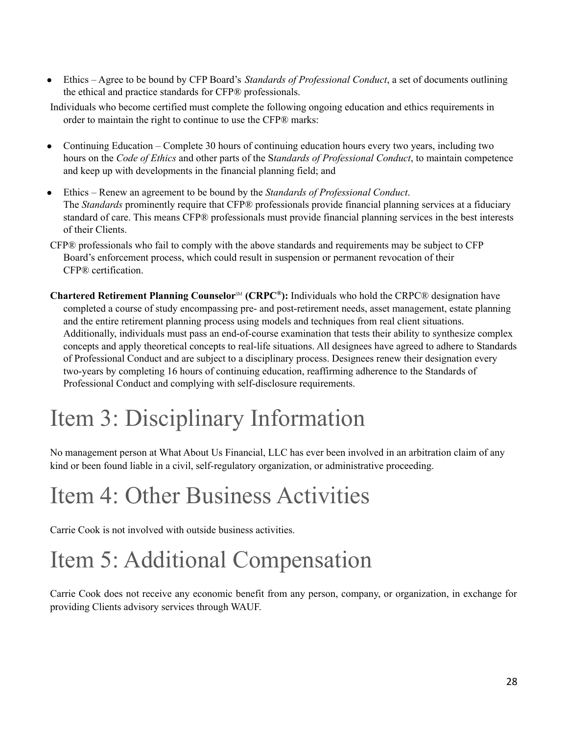- Ethics – Agree to be bound by CFP Board's *Standards of Professional Conduct*, a set of documents outlining the ethical and practice standards for CFP® professionals.

Individuals who become certified must complete the following ongoing education and ethics requirements in order to maintain the right to continue to use the CFP® marks:

- Continuing Education – Complete 30 hours of continuing education hours every two years, including two hours on the *Code of Ethics* and other parts of the S*tandards of Professional Conduct*, to maintain competence and keep up with developments in the financial planning field; and
- Ethics – Renew an agreement to be bound by the *Standards of Professional Conduct*. The *Standards* prominently require that CFP® professionals provide financial planning services at a fiduciary standard of care. This means CFP® professionals must provide financial planning services in the best interests of their Clients.

CFP® professionals who fail to comply with the above standards and requirements may be subject to CFP Board's enforcement process, which could result in suspension or permanent revocation of their CFP® certification.

**Chartered Retirement Planning Counselor℠ (CRPC®):** Individuals who hold the CRPC® designation have completed a course of study encompassing pre- and post-retirement needs, asset management, estate planning and the entire retirement planning process using models and techniques from real client situations. Additionally, individuals must pass an end-of-course examination that tests their ability to synthesize complex concepts and apply theoretical concepts to real-life situations. All designees have agreed to adhere to Standards of Professional Conduct and are subject to a disciplinary process. Designees renew their designation every two-years by completing 16 hours of continuing education, reaffirming adherence to the Standards of Professional Conduct and complying with self-disclosure requirements.

# Item 3: Disciplinary Information

No management person at What About Us Financial, LLC has ever been involved in an arbitration claim of any kind or been found liable in a civil, self-regulatory organization, or administrative proceeding.

# Item 4: Other Business Activities

Carrie Cook is not involved with outside business activities.

# Item 5: Additional Compensation

Carrie Cook does not receive any economic benefit from any person, company, or organization, in exchange for providing Clients advisory services through WAUF.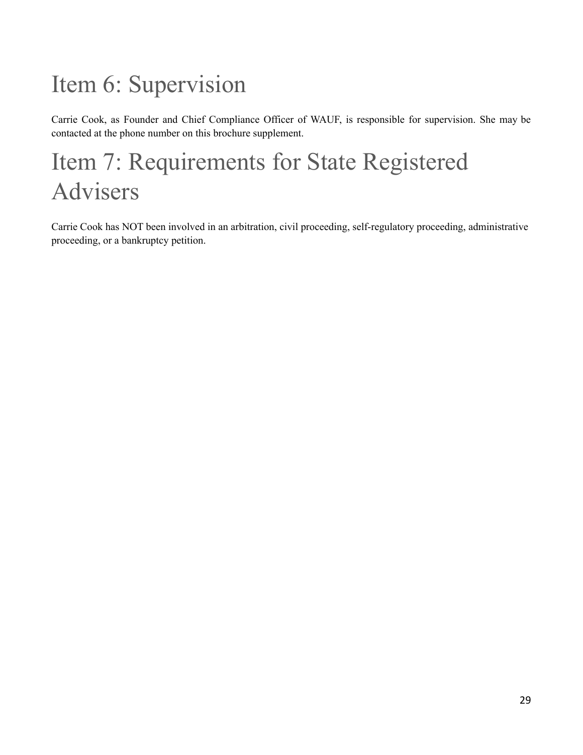# Item 6: Supervision

Carrie Cook, as Founder and Chief Compliance Officer of WAUF, is responsible for supervision. She may be contacted at the phone number on this brochure supplement.

# Item 7: Requirements for State Registered Advisers

Carrie Cook has NOT been involved in an arbitration, civil proceeding, self-regulatory proceeding, administrative proceeding, or a bankruptcy petition.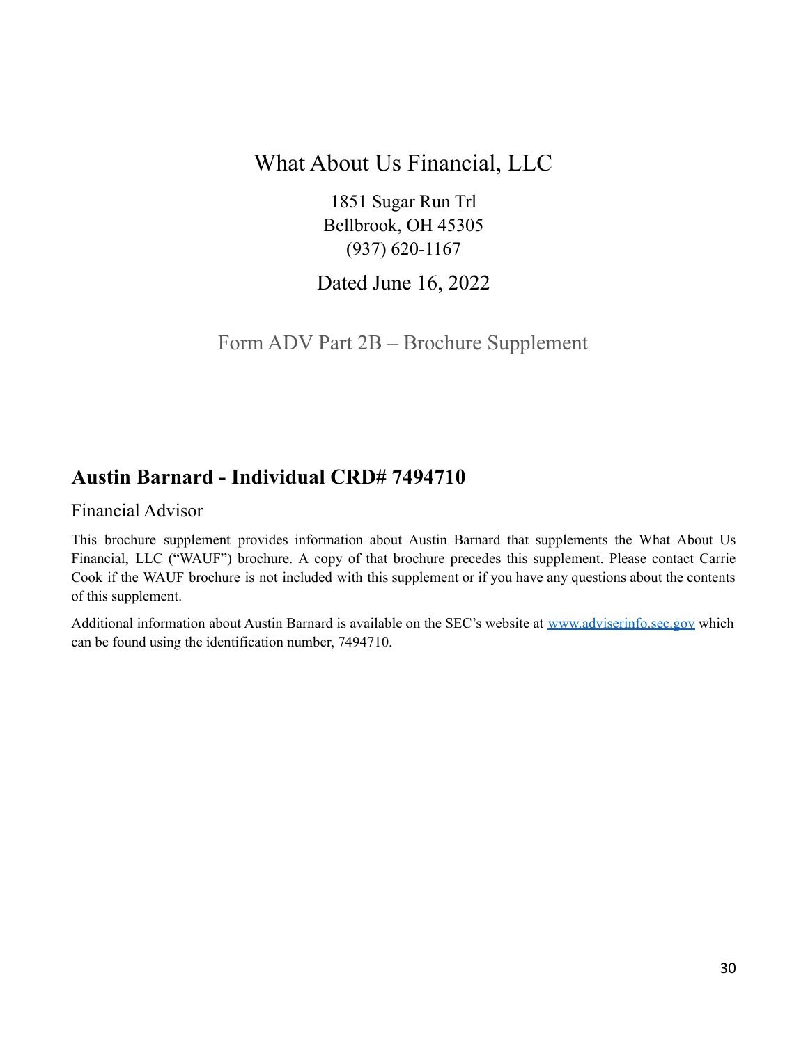# What About Us Financial, LLC

1851 Sugar Run Trl
Bellbrook, OH 45305
(937) 620-1167

Dated June 16, 2022

Form ADV Part 2B – Brochure Supplement

## Austin Barnard - Individual CRD# 7494710

Financial Advisor

This brochure supplement provides information about Austin Barnard that supplements the What About Us Financial, LLC ("WAUF") brochure. A copy of that brochure precedes this supplement. Please contact Carrie Cook if the WAUF brochure is not included with this supplement or if you have any questions about the contents of this supplement.

Additional information about Austin Barnard is available on the SEC's website at [www.adviserinfo.sec.gov](http://www.adviserinfo.sec.gov) which can be found using the identification number, 7494710.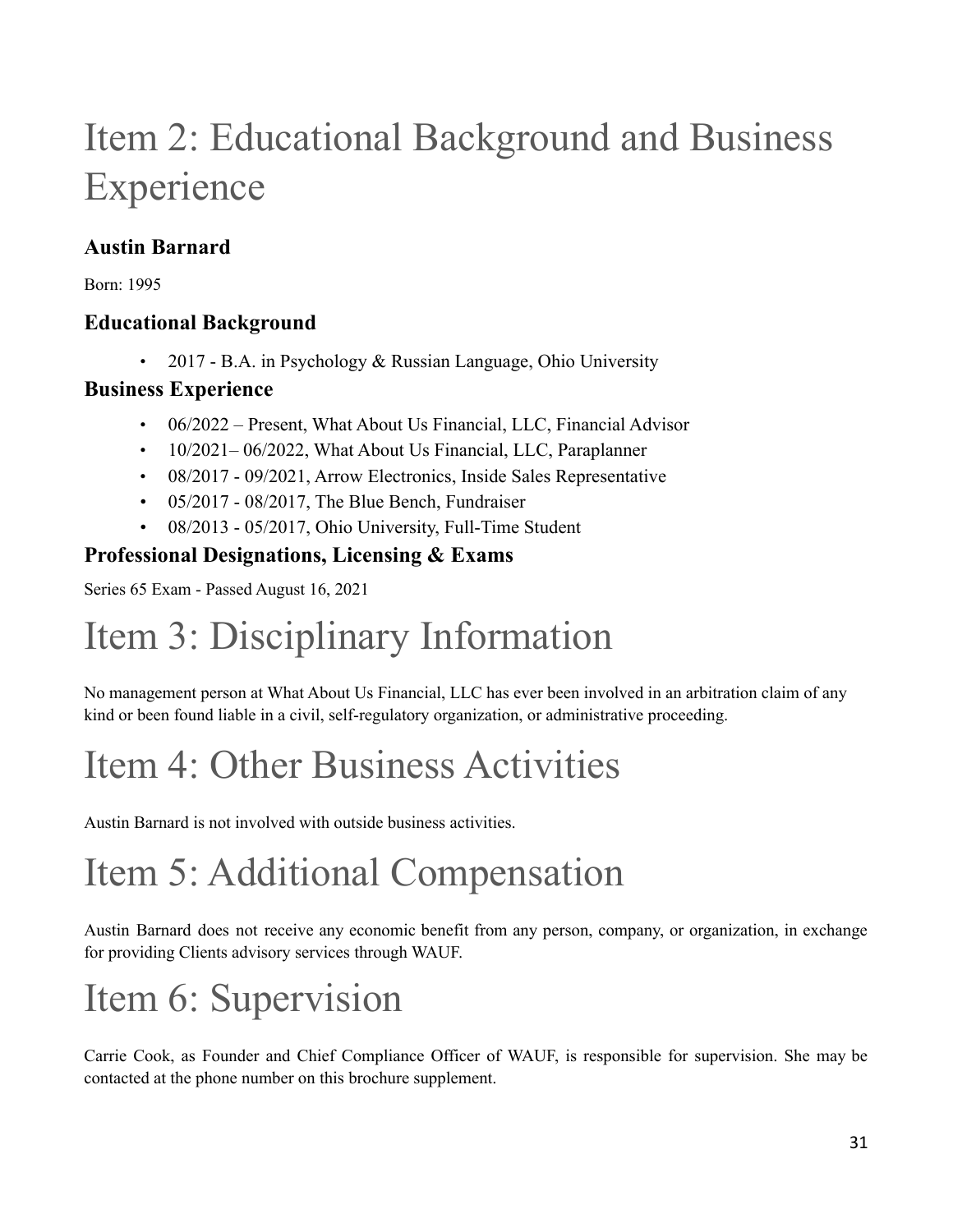# Item 2: Educational Background and Business Experience

### Austin Barnard

Born: 1995

### Educational Background

- 2017 - B.A. in Psychology & Russian Language, Ohio University

### Business Experience

- 06/2022 – Present, What About Us Financial, LLC, Financial Advisor
- 10/2021– 06/2022, What About Us Financial, LLC, Paraplanner
- 08/2017 - 09/2021, Arrow Electronics, Inside Sales Representative
- 05/2017 - 08/2017, The Blue Bench, Fundraiser
- 08/2013 - 05/2017, Ohio University, Full-Time Student

### Professional Designations, Licensing & Exams

Series 65 Exam - Passed August 16, 2021

# Item 3: Disciplinary Information

No management person at What About Us Financial, LLC has ever been involved in an arbitration claim of any kind or been found liable in a civil, self-regulatory organization, or administrative proceeding.

# Item 4: Other Business Activities

Austin Barnard is not involved with outside business activities.

# Item 5: Additional Compensation

Austin Barnard does not receive any economic benefit from any person, company, or organization, in exchange for providing Clients advisory services through WAUF.

# Item 6: Supervision

Carrie Cook, as Founder and Chief Compliance Officer of WAUF, is responsible for supervision. She may be contacted at the phone number on this brochure supplement.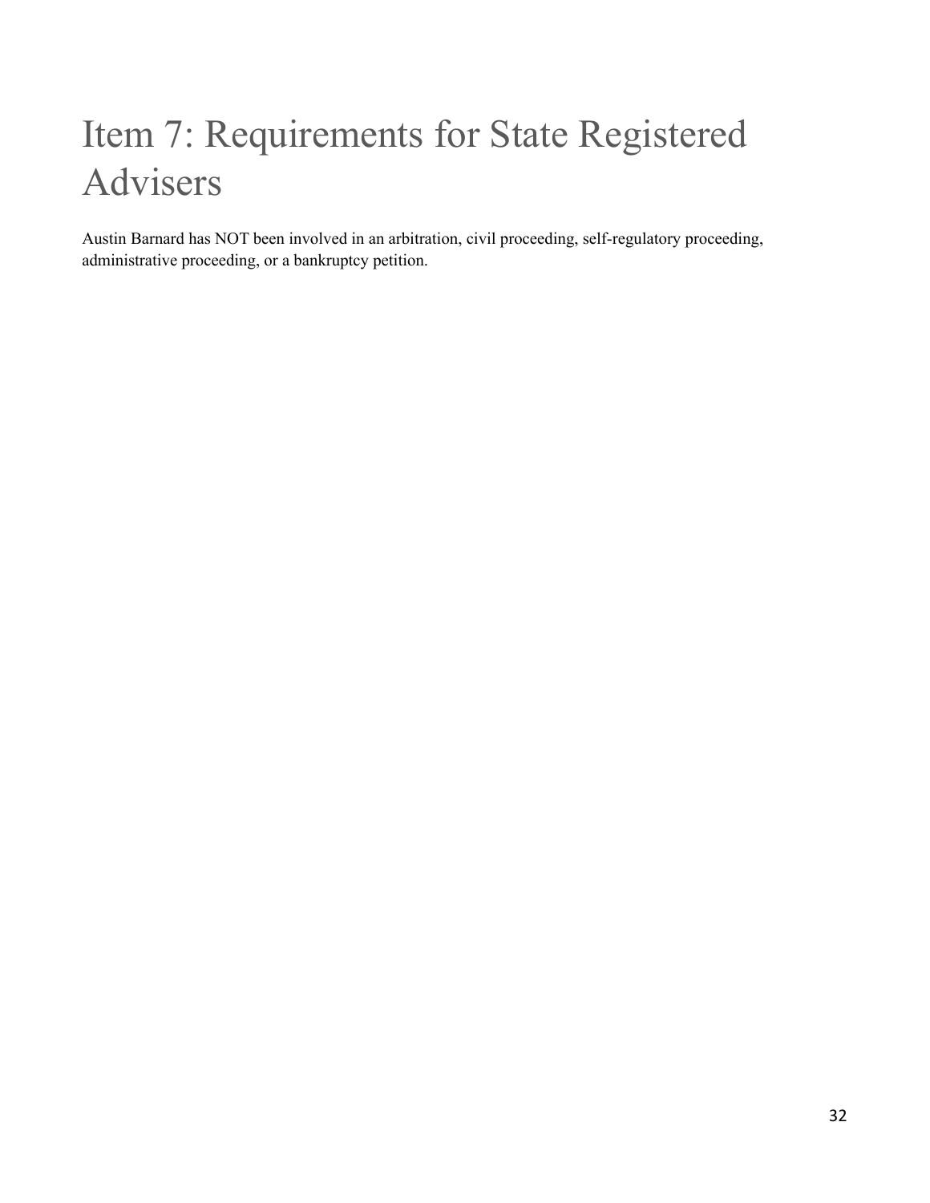# Item 7: Requirements for State Registered Advisers

Austin Barnard has NOT been involved in an arbitration, civil proceeding, self-regulatory proceeding, administrative proceeding, or a bankruptcy petition.